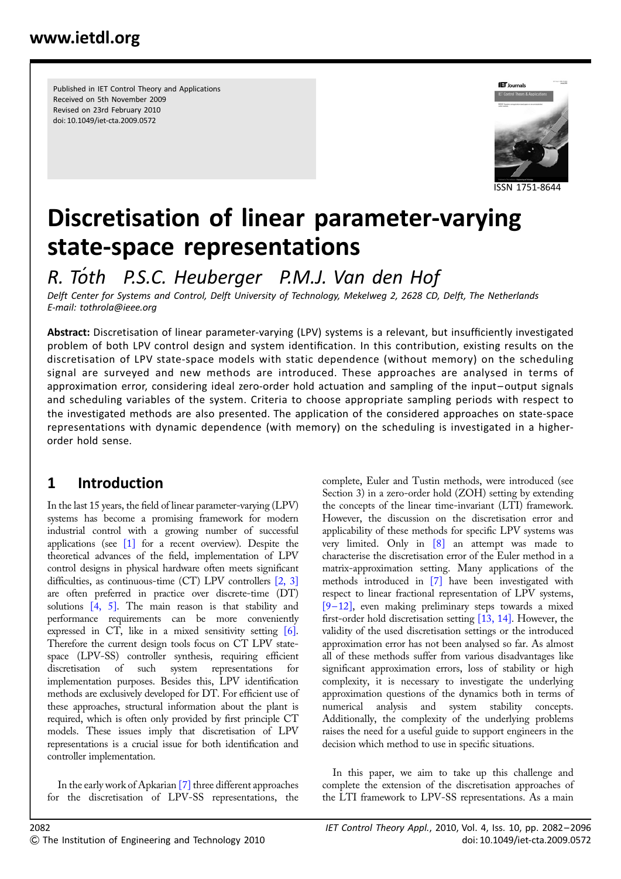Published in IET Control Theory and Applications
Received on 5th November 2009
Revised on 23rd February 2010
doi: 10.1049/iet-cta.2009.0572

ISSN 1751-8644

# Discretisation of linear parameter-varying state-space representations

*R. Tóth   P.S.C. Heuberger   P.M.J. Van den Hof*

*Delft Center for Systems and Control, Delft University of Technology, Mekelweg 2, 2628 CD, Delft, The Netherlands*
*E-mail: tothrola@ieee.org*

**Abstract:** Discretisation of linear parameter-varying (LPV) systems is a relevant, but insufficiently investigated problem of both LPV control design and system identification. In this contribution, existing results on the discretisation of LPV state-space models with static dependence (without memory) on the scheduling signal are surveyed and new methods are introduced. These approaches are analysed in terms of approximation error, considering ideal zero-order hold actuation and sampling of the input–output signals and scheduling variables of the system. Criteria to choose appropriate sampling periods with respect to the investigated methods are also presented. The application of the considered approaches on state-space representations with dynamic dependence (with memory) on the scheduling is investigated in a higher-order hold sense.

## 1 Introduction

In the last 15 years, the field of linear parameter-varying (LPV) systems has become a promising framework for modern industrial control with a growing number of successful applications (see [1] for a recent overview). Despite the theoretical advances of the field, implementation of LPV control designs in physical hardware often meets significant difficulties, as continuous-time (CT) LPV controllers [2, 3] are often preferred in practice over discrete-time (DT) solutions [4, 5]. The main reason is that stability and performance requirements can be more conveniently expressed in CT, like in a mixed sensitivity setting [6]. Therefore the current design tools focus on CT LPV state-space (LPV-SS) controller synthesis, requiring efficient discretisation of such system representations for implementation purposes. Besides this, LPV identification methods are exclusively developed for DT. For efficient use of these approaches, structural information about the plant is required, which is often only provided by first principle CT models. These issues imply that discretisation of LPV representations is a crucial issue for both identification and controller implementation.

In the early work of Apkarian [7] three different approaches for the discretisation of LPV-SS representations, the complete, Euler and Tustin methods, were introduced (see Section 3) in a zero-order hold (ZOH) setting by extending the concepts of the linear time-invariant (LTI) framework. However, the discussion on the discretisation error and applicability of these methods for specific LPV systems was very limited. Only in [8] an attempt was made to characterise the discretisation error of the Euler method in a matrix-approximation setting. Many applications of the methods introduced in [7] have been investigated with respect to linear fractional representation of LPV systems, [9–12], even making preliminary steps towards a mixed first-order hold discretisation setting [13, 14]. However, the validity of the used discretisation settings or the introduced approximation error has not been analysed so far. As almost all of these methods suffer from various disadvantages like significant approximation errors, loss of stability or high complexity, it is necessary to investigate the underlying approximation questions of the dynamics both in terms of numerical analysis and system stability concepts. Additionally, the complexity of the underlying problems raises the need for a useful guide to support engineers in the decision which method to use in specific situations.

In this paper, we aim to take up this challenge and complete the extension of the discretisation approaches of the LTI framework to LPV-SS representations. As a main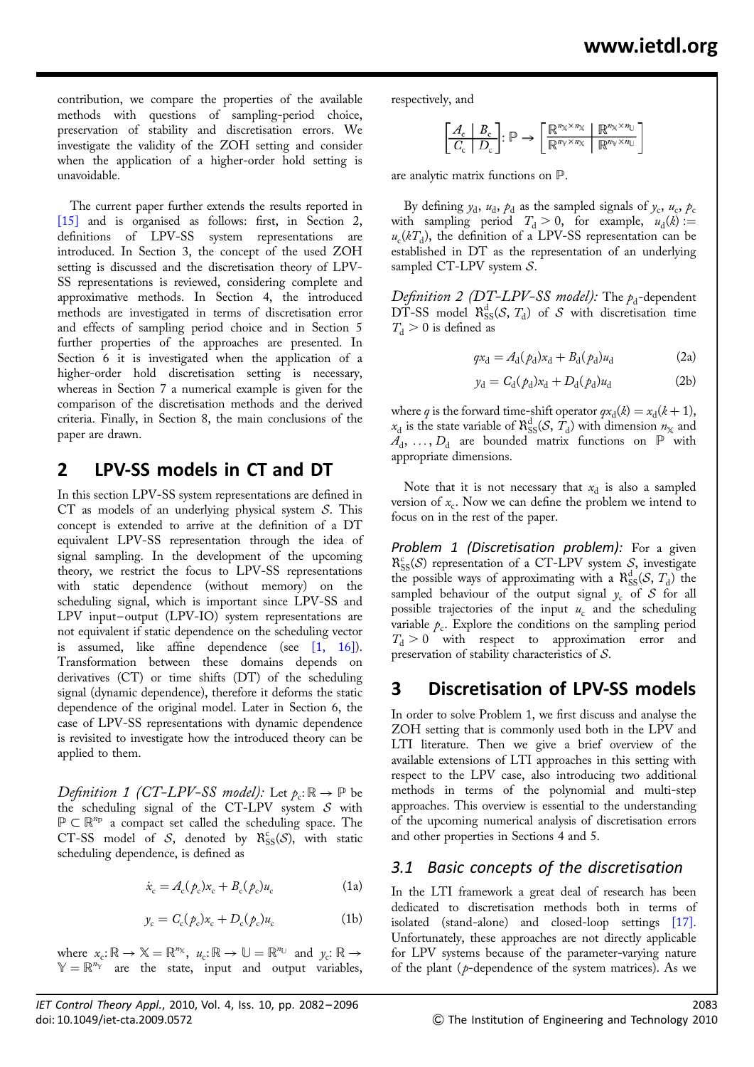contribution, we compare the properties of the available methods with questions of sampling-period choice, preservation of stability and discretisation errors. We investigate the validity of the ZOH setting and consider when the application of a higher-order hold setting is unavoidable.

The current paper further extends the results reported in [15] and is organised as follows: first, in Section 2, definitions of LPV-SS system representations are introduced. In Section 3, the concept of the used ZOH setting is discussed and the discretisation theory of LPV-SS representations is reviewed, considering complete and approximative methods. In Section 4, the introduced methods are investigated in terms of discretisation error and effects of sampling period choice and in Section 5 further properties of the approaches are presented. In Section 6 it is investigated when the application of a higher-order hold discretisation setting is necessary, whereas in Section 7 a numerical example is given for the comparison of the discretisation methods and the derived criteria. Finally, in Section 8, the main conclusions of the paper are drawn.

## 2 LPV-SS models in CT and DT

In this section LPV-SS system representations are defined in CT as models of an underlying physical system $\mathcal{S}$. This concept is extended to arrive at the definition of a DT equivalent LPV-SS representation through the idea of signal sampling. In the development of the upcoming theory, we restrict the focus to LPV-SS representations with static dependence (without memory) on the scheduling signal, which is important since LPV-SS and LPV input–output (LPV-IO) system representations are not equivalent if static dependence on the scheduling vector is assumed, like affine dependence (see [1, 16]). Transformation between these domains depends on derivatives (CT) or time shifts (DT) of the scheduling signal (dynamic dependence), therefore it deforms the static dependence of the original model. Later in Section 6, the case of LPV-SS representations with dynamic dependence is revisited to investigate how the introduced theory can be applied to them.

*Definition 1 (CT-LPV-SS model):* Let $p_c: \mathbb{R} \to \mathbb{P}$ be the scheduling signal of the CT-LPV system $\mathcal{S}$ with $\mathbb{P} \subset \mathbb{R}^{n_P}$ a compact set called the scheduling space. The CT-SS model of $\mathcal{S}$, denoted by $\mathfrak{R}^{c}_{SS}(\mathcal{S})$, with static scheduling dependence, is defined as

$$\dot{x}_c = A_c(p_c)x_c + B_c(p_c)u_c \tag{1a}$$

$$y_c = C_c(p_c)x_c + D_c(p_c)u_c \tag{1b}$$

where $x_c: \mathbb{R} \to \mathbb{X} = \mathbb{R}^{n_\mathbb{X}}$, $u_c: \mathbb{R} \to \mathbb{U} = \mathbb{R}^{n_\mathbb{U}}$ and $y_c: \mathbb{R} \to \mathbb{Y} = \mathbb{R}^{n_\mathbb{Y}}$ are the state, input and output variables, respectively, and

$$\left[\begin{array}{c|c} A_c & B_c \\ \hline C_c & D_c \end{array}\right]: \mathbb{P} \to \left[\begin{array}{c|c} \mathbb{R}^{n_\mathbb{X} \times n_\mathbb{X}} & \mathbb{R}^{n_\mathbb{X} \times n_\mathbb{U}} \\ \hline \mathbb{R}^{n_\mathbb{Y} \times n_\mathbb{X}} & \mathbb{R}^{n_\mathbb{Y} \times n_\mathbb{U}} \end{array}\right]$$

are analytic matrix functions on $\mathbb{P}$.

By defining $y_d$, $u_d$, $p_d$ as the sampled signals of $y_c$, $u_c$, $p_c$ with sampling period $T_d > 0$, for example, $u_d(k) := u_c(kT_d)$, the definition of a LPV-SS representation can be established in DT as the representation of an underlying sampled CT-LPV system $\mathcal{S}$.

*Definition 2 (DT-LPV-SS model):* The $p_d$-dependent DT-SS model $\mathfrak{R}^{d}_{SS}(\mathcal{S}, T_d)$ of $\mathcal{S}$ with discretisation time $T_d > 0$ is defined as

$$qx_d = A_d(p_d)x_d + B_d(p_d)u_d \tag{2a}$$

$$y_d = C_d(p_d)x_d + D_d(p_d)u_d \tag{2b}$$

where $q$ is the forward time-shift operator $qx_d(k) = x_d(k+1)$, $x_d$ is the state variable of $\mathfrak{R}^{d}_{SS}(\mathcal{S}, T_d)$ with dimension $n_\mathbb{X}$ and $A_d, \ldots, D_d$ are bounded matrix functions on $\mathbb{P}$ with appropriate dimensions.

Note that it is not necessary that $x_d$ is also a sampled version of $x_c$. Now we can define the problem we intend to focus on in the rest of the paper.

***Problem 1 (Discretisation problem):*** For a given $\mathfrak{R}^{c}_{SS}(\mathcal{S})$ representation of a CT-LPV system $\mathcal{S}$, investigate the possible ways of approximating with a $\mathfrak{R}^{d}_{SS}(\mathcal{S}, T_d)$ the sampled behaviour of the output signal $y_c$ of $\mathcal{S}$ for all possible trajectories of the input $u_c$ and the scheduling variable $p_c$. Explore the conditions on the sampling period $T_d > 0$ with respect to approximation error and preservation of stability characteristics of $\mathcal{S}$.

## 3 Discretisation of LPV-SS models

In order to solve Problem 1, we first discuss and analyse the ZOH setting that is commonly used both in the LPV and LTI literature. Then we give a brief overview of the available extensions of LTI approaches in this setting with respect to the LPV case, also introducing two additional methods in terms of the polynomial and multi-step approaches. This overview is essential to the understanding of the upcoming numerical analysis of discretisation errors and other properties in Sections 4 and 5.

### 3.1 Basic concepts of the discretisation

In the LTI framework a great deal of research has been dedicated to discretisation methods both in terms of isolated (stand-alone) and closed-loop settings [17]. Unfortunately, these approaches are not directly applicable for LPV systems because of the parameter-varying nature of the plant ($p$-dependence of the system matrices). As we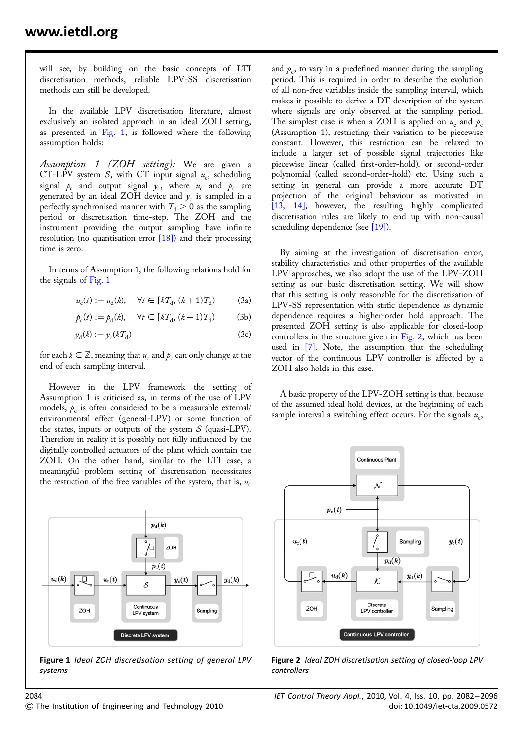will see, by building on the basic concepts of LTI discretisation methods, reliable LPV-SS discretisation methods can still be developed.

In the available LPV discretisation literature, almost exclusively an isolated approach in an ideal ZOH setting, as presented in Fig. 1, is followed where the following assumption holds:

*Assumption 1 (ZOH setting):* We are given a CT-LPV system $\mathcal{S}$, with CT input signal $u_c$, scheduling signal $p_c$ and output signal $y_c$, where $u_c$ and $p_c$ are generated by an ideal ZOH device and $y_c$ is sampled in a perfectly synchronised manner with $T_d > 0$ as the sampling period or discretisation time-step. The ZOH and the instrument providing the output sampling have infinite resolution (no quantisation error [18]) and their processing time is zero.

In terms of Assumption 1, the following relations hold for the signals of Fig. 1

$$u_c(t) := u_d(k), \quad \forall t \in [kT_d, (k+1)T_d) \tag{3a}$$

$$p_c(t) := p_d(k), \quad \forall t \in [kT_d, (k+1)T_d) \tag{3b}$$

$$y_d(k) := y_c(kT_d) \tag{3c}$$

for each $k \in \mathbb{Z}$, meaning that $u_c$ and $p_c$ can only change at the end of each sampling interval.

However in the LPV framework the setting of Assumption 1 is criticised as, in terms of the use of LPV models, $p_c$ is often considered to be a measurable external/environmental effect (general-LPV) or some function of the states, inputs or outputs of the system $\mathcal{S}$ (quasi-LPV). Therefore in reality it is possibly not fully influenced by the digitally controlled actuators of the plant which contain the ZOH. On the other hand, similar to the LTI case, a meaningful problem setting of discretisation necessitates the restriction of the free variables of the system, that is, $u_c$ and $p_c$, to vary in a predefined manner during the sampling period. This is required in order to describe the evolution of all non-free variables inside the sampling interval, which makes it possible to derive a DT description of the system where signals are only observed at the sampling period. The simplest case is when a ZOH is applied on $u_c$ and $p_c$ (Assumption 1), restricting their variation to be piecewise constant. However, this restriction can be relaxed to include a larger set of possible signal trajectories like piecewise linear (called first-order-hold), or second-order polynomial (called second-order-hold) etc. Using such a setting in general can provide a more accurate DT projection of the original behaviour as motivated in [13, 14], however, the resulting highly complicated discretisation rules are likely to end up with non-causal scheduling dependence (see [19]).

Figure 1 *Ideal ZOH discretisation setting of general LPV systems*

By aiming at the investigation of discretisation error, stability characteristics and other properties of the available LPV approaches, we also adopt the use of the LPV-ZOH setting as our basic discretisation setting. We will show that this setting is only reasonable for the discretisation of LPV-SS representation with static dependence as dynamic dependence requires a higher-order hold approach. The presented ZOH setting is also applicable for closed-loop controllers in the structure given in Fig. 2, which has been used in [7]. Note, the assumption that the scheduling vector of the continuous LPV controller is affected by a ZOH also holds in this case.

A basic property of the LPV-ZOH setting is that, because of the assumed ideal hold devices, at the beginning of each sample interval a switching effect occurs. For the signals $u_c$,

Figure 2 *Ideal ZOH discretisation setting of closed-loop LPV controllers*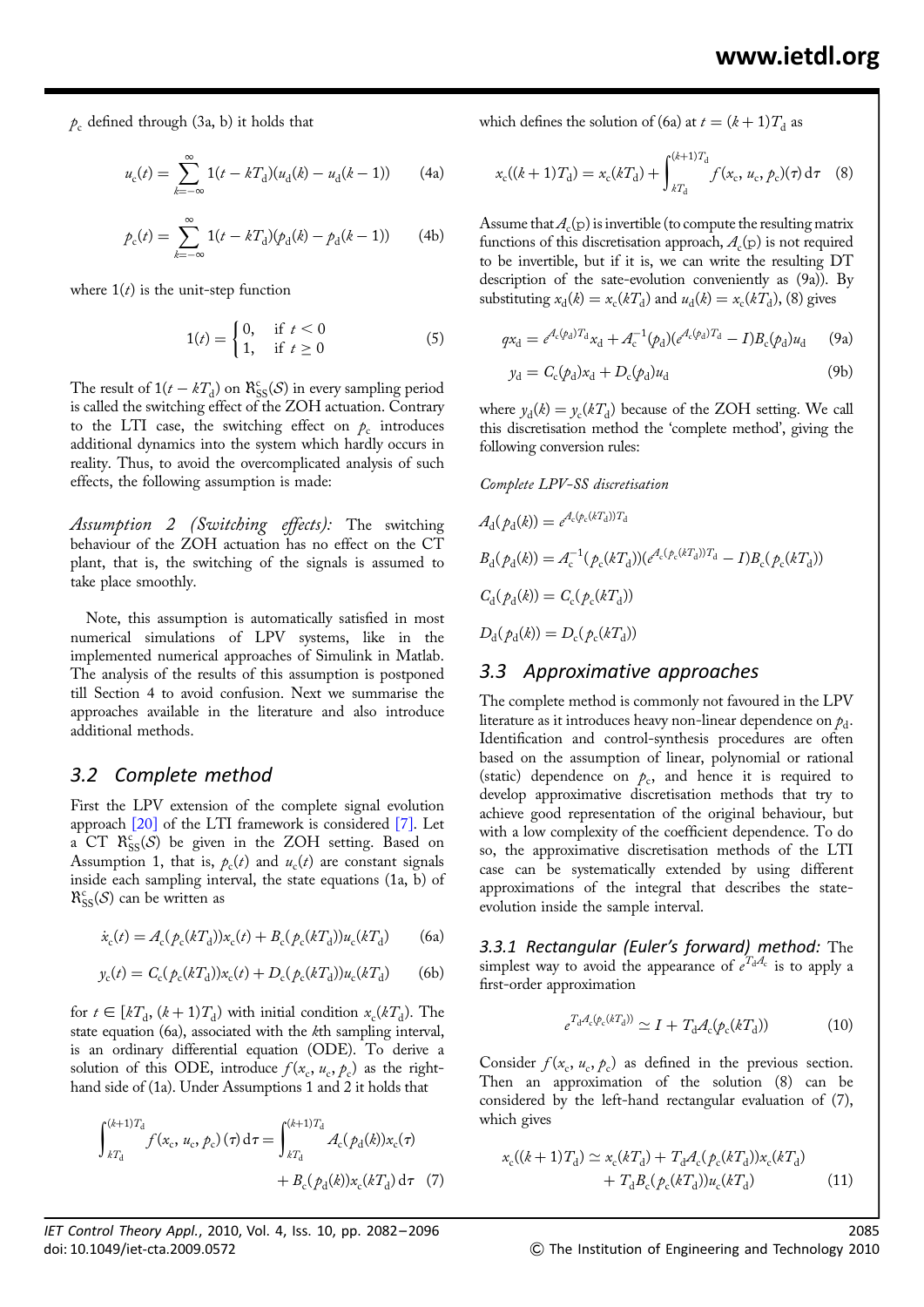$p_c$ defined through (3a, b) it holds that

$$u_c(t) = \sum_{k=-\infty}^{\infty} 1(t - kT_d)(u_d(k) - u_d(k-1)) \quad (4a)$$

$$p_c(t) = \sum_{k=-\infty}^{\infty} 1(t - kT_d)(p_d(k) - p_d(k-1)) \quad (4b)$$

where $1(t)$ is the unit-step function

$$1(t) = \begin{cases} 0, & \text{if } t < 0 \\ 1, & \text{if } t \geq 0 \end{cases} \quad (5)$$

The result of $1(t - kT_d)$ on $\mathfrak{R}_{SS}^c(\mathcal{S})$ in every sampling period is called the switching effect of the ZOH actuation. Contrary to the LTI case, the switching effect on $p_c$ introduces additional dynamics into the system which hardly occurs in reality. Thus, to avoid the overcomplicated analysis of such effects, the following assumption is made:

*Assumption 2 (Switching effects):* The switching behaviour of the ZOH actuation has no effect on the CT plant, that is, the switching of the signals is assumed to take place smoothly.

Note, this assumption is automatically satisfied in most numerical simulations of LPV systems, like in the implemented numerical approaches of Simulink in Matlab. The analysis of the results of this assumption is postponed till Section 4 to avoid confusion. Next we summarise the approaches available in the literature and also introduce additional methods.

## 3.2 Complete method

First the LPV extension of the complete signal evolution approach [20] of the LTI framework is considered [7]. Let a CT $\mathfrak{R}_{SS}^c(\mathcal{S})$ be given in the ZOH setting. Based on Assumption 1, that is, $p_c(t)$ and $u_c(t)$ are constant signals inside each sampling interval, the state equations (1a, b) of $\mathfrak{R}_{SS}^c(\mathcal{S})$ can be written as

$$\dot{x}_c(t) = A_c(p_c(kT_d))x_c(t) + B_c(p_c(kT_d))u_c(kT_d) \quad (6a)$$

$$y_c(t) = C_c(p_c(kT_d))x_c(t) + D_c(p_c(kT_d))u_c(kT_d) \quad (6b)$$

for $t \in [kT_d, (k+1)T_d)$ with initial condition $x_c(kT_d)$. The state equation (6a), associated with the $k$th sampling interval, is an ordinary differential equation (ODE). To derive a solution of this ODE, introduce $f(x_c, u_c, p_c)$ as the right-hand side of (1a). Under Assumptions 1 and 2 it holds that

$$\int_{kT_d}^{(k+1)T_d} f(x_c, u_c, p_c)(\tau)\,d\tau = \int_{kT_d}^{(k+1)T_d} A_c(p_d(k))x_c(\tau) + B_c(p_d(k))x_c(kT_d)\,d\tau \quad (7)$$

which defines the solution of (6a) at $t = (k+1)T_d$ as

$$x_c((k+1)T_d) = x_c(kT_d) + \int_{kT_d}^{(k+1)T_d} f(x_c, u_c, p_c)(\tau)\,d\tau \quad (8)$$

Assume that $A_c(\mathrm{p})$ is invertible (to compute the resulting matrix functions of this discretisation approach, $A_c(\mathrm{p})$ is not required to be invertible, but if it is, we can write the resulting DT description of the sate-evolution conveniently as (9a)). By substituting $x_d(k) = x_c(kT_d)$ and $u_d(k) = x_c(kT_d)$, (8) gives

$$qx_d = e^{A_c(p_d)T_d}x_d + A_c^{-1}(p_d)(e^{A_c(p_d)T_d} - I)B_c(p_d)u_d \quad (9a)$$

$$y_d = C_c(p_d)x_d + D_c(p_d)u_d \quad (9b)$$

where $y_d(k) = y_c(kT_d)$ because of the ZOH setting. We call this discretisation method the 'complete method', giving the following conversion rules:

*Complete LPV-SS discretisation*

$$A_d(p_d(k)) = e^{A_c(p_c(kT_d))T_d}$$

$$B_d(p_d(k)) = A_c^{-1}(p_c(kT_d))(e^{A_c(p_c(kT_d))T_d} - I)B_c(p_c(kT_d))$$

$$C_d(p_d(k)) = C_c(p_c(kT_d))$$

$$D_d(p_d(k)) = D_c(p_c(kT_d))$$

## 3.3 Approximative approaches

The complete method is commonly not favoured in the LPV literature as it introduces heavy non-linear dependence on $p_d$. Identification and control-synthesis procedures are often based on the assumption of linear, polynomial or rational (static) dependence on $p_c$, and hence it is required to develop approximative discretisation methods that try to achieve good representation of the original behaviour, but with a low complexity of the coefficient dependence. To do so, the approximative discretisation methods of the LTI case can be systematically extended by using different approximations of the integral that describes the state-evolution inside the sample interval.

### 3.3.1 Rectangular (Euler's forward) method:

The simplest way to avoid the appearance of $e^{T_d A_c}$ is to apply a first-order approximation

$$e^{T_d A_c(p_c(kT_d))} \simeq I + T_d A_c(p_c(kT_d)) \quad (10)$$

Consider $f(x_c, u_c, p_c)$ as defined in the previous section. Then an approximation of the solution (8) can be considered by the left-hand rectangular evaluation of (7), which gives

$$x_c((k+1)T_d) \simeq x_c(kT_d) + T_d A_c(p_c(kT_d))x_c(kT_d) + T_d B_c(p_c(kT_d))u_c(kT_d) \quad (11)$$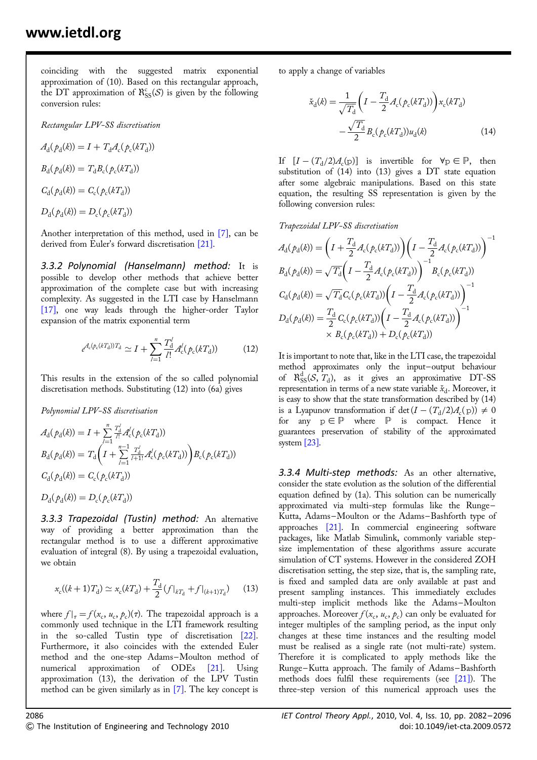coinciding with the suggested matrix exponential approximation of (10). Based on this rectangular approach, the DT approximation of $\mathfrak{R}^{\mathrm{c}}_{\mathrm{SS}}(\mathcal{S})$ is given by the following conversion rules:

*Rectangular LPV-SS discretisation*

$$A_{\mathrm{d}}(p_{\mathrm{d}}(k)) = I + T_{\mathrm{d}} A_{\mathrm{c}}(p_{\mathrm{c}}(kT_{\mathrm{d}}))$$

$$B_{\mathrm{d}}(p_{\mathrm{d}}(k)) = T_{\mathrm{d}} B_{\mathrm{c}}(p_{\mathrm{c}}(kT_{\mathrm{d}}))$$

$$C_{\mathrm{d}}(p_{\mathrm{d}}(k)) = C_{\mathrm{c}}(p_{\mathrm{c}}(kT_{\mathrm{d}}))$$

$$D_{\mathrm{d}}(p_{\mathrm{d}}(k)) = D_{\mathrm{c}}(p_{\mathrm{c}}(kT_{\mathrm{d}}))$$

Another interpretation of this method, used in [7], can be derived from Euler's forward discretisation [21].

### 3.3.2 Polynomial (Hanselmann) method:

It is possible to develop other methods that achieve better approximation of the complete case but with increasing complexity. As suggested in the LTI case by Hanselmann [17], one way leads through the higher-order Taylor expansion of the matrix exponential term

$$e^{A_{\mathrm{c}}(p_{\mathrm{c}}(kT_{\mathrm{d}}))T_{\mathrm{d}}} \simeq I + \sum_{l=1}^{n} \frac{T_{\mathrm{d}}^{l}}{l!} A_{\mathrm{c}}^{l}(p_{\mathrm{c}}(kT_{\mathrm{d}})) \qquad (12)$$

This results in the extension of the so called polynomial discretisation methods. Substituting (12) into (6a) gives

*Polynomial LPV-SS discretisation*

$$A_{\mathrm{d}}(p_{\mathrm{d}}(k)) = I + \sum_{l=1}^{n} \tfrac{T_{\mathrm{d}}^{l}}{l!} A_{\mathrm{c}}^{l}(p_{\mathrm{c}}(kT_{\mathrm{d}}))$$

$$B_{\mathrm{d}}(p_{\mathrm{d}}(k)) = T_{\mathrm{d}}\left(I + \sum_{l=1}^{n-1} \tfrac{T_{\mathrm{d}}^{l}}{l+1!} A_{\mathrm{c}}^{l}(p_{\mathrm{c}}(kT_{\mathrm{d}}))\right) B_{\mathrm{c}}(p_{\mathrm{c}}(kT_{\mathrm{d}}))$$

$$C_{\mathrm{d}}(p_{\mathrm{d}}(k)) = C_{\mathrm{c}}(p_{\mathrm{c}}(kT_{\mathrm{d}}))$$

$$D_{\mathrm{d}}(p_{\mathrm{d}}(k)) = D_{\mathrm{c}}(p_{\mathrm{c}}(kT_{\mathrm{d}}))$$

### 3.3.3 Trapezoidal (Tustin) method:

An alternative way of providing a better approximation than the rectangular method is to use a different approximate evaluation of integral (8). By using a trapezoidal evaluation, we obtain

$$x_{\mathrm{c}}((k+1)T_{\mathrm{d}}) \simeq x_{\mathrm{c}}(kT_{\mathrm{d}}) + \frac{T_{\mathrm{d}}}{2}\left(f|_{kT_{\mathrm{d}}} + f|_{(k+1)T_{\mathrm{d}}}\right) \qquad (13)$$

where $f|_{\tau} = f(x_{\mathrm{c}}, u_{\mathrm{c}}, p_{\mathrm{c}})(\tau)$. The trapezoidal approach is a commonly used technique in the LTI framework resulting in the so-called Tustin type of discretisation [22]. Furthermore, it also coincides with the extended Euler method and the one-step Adams–Moulton method of numerical approximation of ODEs [21]. Using approximation (13), the derivation of the LPV Tustin method can be given similarly as in [7]. The key concept is to apply a change of variables

$$\breve{x}_{\mathrm{d}}(k) = \frac{1}{\sqrt{T_{\mathrm{d}}}}\left(I - \frac{T_{\mathrm{d}}}{2} A_{\mathrm{c}}(p_{\mathrm{c}}(kT_{\mathrm{d}}))\right) x_{\mathrm{c}}(kT_{\mathrm{d}}) - \frac{\sqrt{T_{\mathrm{d}}}}{2} B_{\mathrm{c}}(p_{\mathrm{c}}(kT_{\mathrm{d}})) u_{\mathrm{d}}(k) \qquad (14)$$

If $[I - (T_{\mathrm{d}}/2)A_{\mathrm{c}}(\mathrm{p})]$ is invertible for $\forall \mathrm{p} \in \mathbb{P}$, then substitution of (14) into (13) gives a DT state equation after some algebraic manipulations. Based on this state equation, the resulting SS representation is given by the following conversion rules:

*Trapezoidal LPV-SS discretisation*

$$A_{\mathrm{d}}(p_{\mathrm{d}}(k)) = \left(I + \frac{T_{\mathrm{d}}}{2} A_{\mathrm{c}}(p_{\mathrm{c}}(kT_{\mathrm{d}}))\right)\left(I - \frac{T_{\mathrm{d}}}{2} A_{\mathrm{c}}(p_{\mathrm{c}}(kT_{\mathrm{d}}))\right)^{-1}$$

$$B_{\mathrm{d}}(p_{\mathrm{d}}(k)) = \sqrt{T_{\mathrm{d}}}\left(I - \frac{T_{\mathrm{d}}}{2} A_{\mathrm{c}}(p_{\mathrm{c}}(kT_{\mathrm{d}}))\right)^{-1} B_{\mathrm{c}}(p_{\mathrm{c}}(kT_{\mathrm{d}}))$$

$$C_{\mathrm{d}}(p_{\mathrm{d}}(k)) = \sqrt{T_{\mathrm{d}}}\, C_{\mathrm{c}}(p_{\mathrm{c}}(kT_{\mathrm{d}}))\left(I - \frac{T_{\mathrm{d}}}{2} A_{\mathrm{c}}(p_{\mathrm{c}}(kT_{\mathrm{d}}))\right)^{-1}$$

$$D_{\mathrm{d}}(p_{\mathrm{d}}(k)) = \frac{T_{\mathrm{d}}}{2} C_{\mathrm{c}}(p_{\mathrm{c}}(kT_{\mathrm{d}}))\left(I - \frac{T_{\mathrm{d}}}{2} A_{\mathrm{c}}(p_{\mathrm{c}}(kT_{\mathrm{d}}))\right)^{-1} \times B_{\mathrm{c}}(p_{\mathrm{c}}(kT_{\mathrm{d}})) + D_{\mathrm{c}}(p_{\mathrm{c}}(kT_{\mathrm{d}}))$$

It is important to note that, like in the LTI case, the trapezoidal method approximates only the input–output behaviour of $\mathfrak{R}^{\mathrm{d}}_{\mathrm{SS}}(\mathcal{S}, T_{\mathrm{d}})$, as it gives an approximative DT-SS representation in terms of a new state variable $\breve{x}_{\mathrm{d}}$. Moreover, it is easy to show that the state transformation described by (14) is a Lyapunov transformation if $\det(I - (T_{\mathrm{d}}/2)A_{\mathrm{c}}(\mathrm{p})) \neq 0$ for any $\mathrm{p} \in \mathbb{P}$ where $\mathbb{P}$ is compact. Hence it guarantees preservation of stability of the approximated system [23].

### 3.3.4 Multi-step methods:

As an other alternative, consider the state evolution as the solution of the differential equation defined by (1a). This solution can be numerically approximated via multi-step formulas like the Runge–Kutta, Adams–Moulton or the Adams–Bashforth type of approaches [21]. In commercial engineering software packages, like Matlab Simulink, commonly variable step-size implementation of these algorithms assure accurate simulation of CT systems. However in the considered ZOH discretisation setting, the step size, that is, the sampling rate, is fixed and sampled data are only available at past and present sampling instances. This immediately excludes multi-step implicit methods like the Adams–Moulton approaches. Moreover $f(x_{\mathrm{c}}, u_{\mathrm{c}}, p_{\mathrm{c}})$ can only be evaluated for integer multiples of the sampling period, as the input only changes at these time instances and the resulting model must be realised as a single rate (not multi-rate) system. Therefore it is complicated to apply methods like the Runge–Kutta approach. The family of Adams–Bashforth methods does fulfil these requirements (see [21]). The three-step version of this numerical approach uses the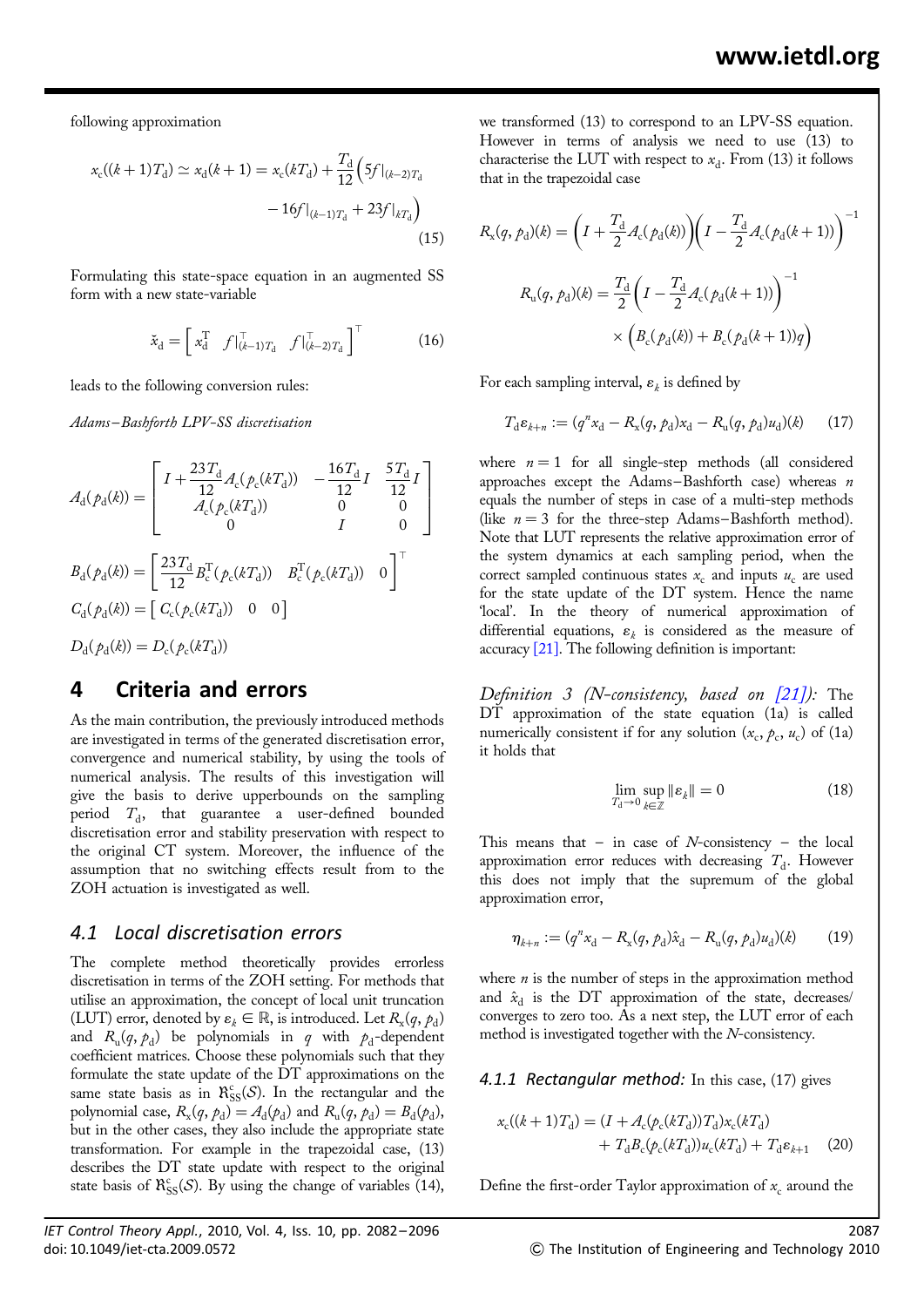following approximation

$$x_c((k+1)T_d) \simeq x_d(k+1) = x_c(kT_d) + \frac{T_d}{12}\Big(5f|_{(k-2)T_d} - 16f|_{(k-1)T_d} + 23f|_{kT_d}\Big) \tag{15}$$

Formulating this state-space equation in an augmented SS form with a new state-variable

$$\check{x}_d = \begin{bmatrix} x_d^\top & f|_{(k-1)T_d}^\top & f|_{(k-2)T_d}^\top \end{bmatrix}^\top \tag{16}$$

leads to the following conversion rules:

*Adams–Bashforth LPV-SS discretisation*

$$A_d(p_d(k)) = \begin{bmatrix} I + \frac{23T_d}{12}A_c(p_c(kT_d)) & -\frac{16T_d}{12}I & \frac{5T_d}{12}I \\ A_c(p_c(kT_d)) & 0 & 0 \\ 0 & I & 0 \end{bmatrix}$$

$$B_d(p_d(k)) = \begin{bmatrix} \frac{23T_d}{12}B_c^\top(p_c(kT_d)) & B_c^\top(p_c(kT_d)) & 0 \end{bmatrix}^\top$$

$$C_d(p_d(k)) = \begin{bmatrix} C_c(p_c(kT_d)) & 0 & 0 \end{bmatrix}$$

$$D_d(p_d(k)) = D_c(p_c(kT_d))$$

## 4 Criteria and errors

As the main contribution, the previously introduced methods are investigated in terms of the generated discretisation error, convergence and numerical stability, by using the tools of numerical analysis. The results of this investigation will give the basis to derive upperbounds on the sampling period $T_d$, that guarantee a user-defined bounded discretisation error and stability preservation with respect to the original CT system. Moreover, the influence of the assumption that no switching effects result from to the ZOH actuation is investigated as well.

### 4.1 Local discretisation errors

The complete method theoretically provides errorless discretisation in terms of the ZOH setting. For methods that utilise an approximation, the concept of local unit truncation (LUT) error, denoted by $\varepsilon_k \in \mathbb{R}$, is introduced. Let $R_x(q, p_d)$ and $R_u(q, p_d)$ be polynomials in $q$ with $p_d$-dependent coefficient matrices. Choose these polynomials such that they formulate the state update of the DT approximations on the same state basis as in $\mathfrak{R}_{SS}^c(\mathcal{S})$. In the rectangular and the polynomial case, $R_x(q, p_d) = A_d(p_d)$ and $R_u(q, p_d) = B_d(p_d)$, but in the other cases, they also include the appropriate state transformation. For example in the trapezoidal case, (13) describes the DT state update with respect to the original state basis of $\mathfrak{R}_{SS}^c(\mathcal{S})$. By using the change of variables (14), we transformed (13) to correspond to an LPV-SS equation. However in terms of analysis we need to use (13) to characterise the LUT with respect to $x_d$. From (13) it follows that in the trapezoidal case

$$R_x(q, p_d)(k) = \left(I + \frac{T_d}{2}A_c(p_d(k))\right)\left(I - \frac{T_d}{2}A_c(p_d(k+1))\right)^{-1}$$

$$R_u(q, p_d)(k) = \frac{T_d}{2}\left(I - \frac{T_d}{2}A_c(p_d(k+1))\right)^{-1} \times \Big(B_c(p_d(k)) + B_c(p_d(k+1))q\Big)$$

For each sampling interval, $\varepsilon_k$ is defined by

$$T_d\varepsilon_{k+n} := (q^n x_d - R_x(q, p_d)x_d - R_u(q, p_d)u_d)(k) \tag{17}$$

where $n = 1$ for all single-step methods (all considered approaches except the Adams–Bashforth case) whereas $n$ equals the number of steps in case of a multi-step methods (like $n = 3$ for the three-step Adams–Bashforth method). Note that LUT represents the relative approximation error of the system dynamics at each sampling period, when the correct sampled continuous states $x_c$ and inputs $u_c$ are used for the state update of the DT system. Hence the name 'local'. In the theory of numerical approximation of differential equations, $\varepsilon_k$ is considered as the measure of accuracy [21]. The following definition is important:

*Definition 3 (N-consistency, based on [21]):* The DT approximation of the state equation (1a) is called numerically consistent if for any solution $(x_c, p_c, u_c)$ of (1a) it holds that

$$\lim_{T_d \to 0} \sup_{k\in\mathbb{Z}} \|\varepsilon_k\| = 0 \tag{18}$$

This means that – in case of N-consistency – the local approximation error reduces with decreasing $T_d$. However this does not imply that the supremum of the global approximation error,

$$\eta_{k+n} := (q^n x_d - R_x(q, p_d)\hat{x}_d - R_u(q, p_d)u_d)(k) \tag{19}$$

where $n$ is the number of steps in the approximation method and $\hat{x}_d$ is the DT approximation of the state, decreases/converges to zero too. As a next step, the LUT error of each method is investigated together with the N-consistency.

#### 4.1.1 Rectangular method:

In this case, (17) gives

$$x_c((k+1)T_d) = (I + A_c(p_c(kT_d))T_d)x_c(kT_d) + T_dB_c(p_c(kT_d))u_c(kT_d) + T_d\varepsilon_{k+1} \tag{20}$$

Define the first-order Taylor approximation of $x_c$ around the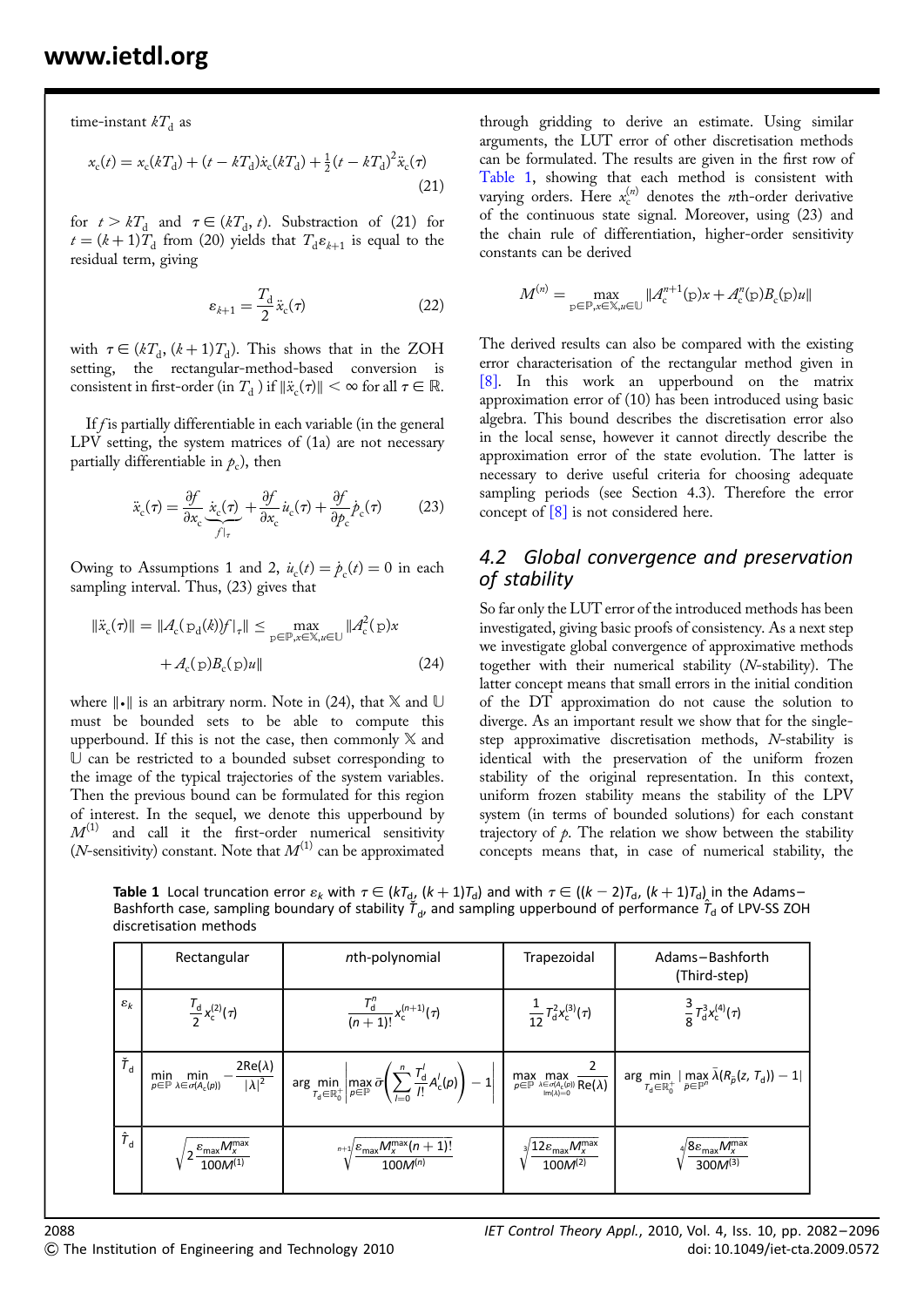time-instant $kT_\mathrm{d}$ as

$$x_\mathrm{c}(t) = x_\mathrm{c}(kT_\mathrm{d}) + (t - kT_\mathrm{d})\dot{x}_\mathrm{c}(kT_\mathrm{d}) + \tfrac{1}{2}(t - kT_\mathrm{d})^2\ddot{x}_\mathrm{c}(\tau) \tag{21}$$

for $t > kT_\mathrm{d}$ and $\tau \in (kT_\mathrm{d}, t)$. Substraction of (21) for $t = (k+1)T_\mathrm{d}$ from (20) yields that $T_\mathrm{d}\varepsilon_{k+1}$ is equal to the residual term, giving

$$\varepsilon_{k+1} = \frac{T_\mathrm{d}}{2}\ddot{x}_\mathrm{c}(\tau) \tag{22}$$

with $\tau \in (kT_\mathrm{d}, (k+1)T_\mathrm{d})$. This shows that in the ZOH setting, the rectangular-method-based conversion is consistent in first-order (in $T_\mathrm{d}$ ) if $\|\ddot{x}_\mathrm{c}(\tau)\| < \infty$ for all $\tau \in \mathbb{R}$.

If $f$ is partially differentiable in each variable (in the general LPV setting, the system matrices of (1a) are not necessary partially differentiable in $p_\mathrm{c}$), then

$$\ddot{x}_\mathrm{c}(\tau) = \frac{\partial f}{\partial x_\mathrm{c}}\underbrace{\dot{x}_\mathrm{c}(\tau)}_{f|_\tau} + \frac{\partial f}{\partial x_\mathrm{c}}\dot{u}_\mathrm{c}(\tau) + \frac{\partial f}{\partial p_\mathrm{c}}\dot{p}_\mathrm{c}(\tau) \tag{23}$$

Owing to Assumptions 1 and 2, $\dot{u}_\mathrm{c}(t) = \dot{p}_\mathrm{c}(t) = 0$ in each sampling interval. Thus, (23) gives that

$$\|\ddot{x}_\mathrm{c}(\tau)\| = \|A_\mathrm{c}(\mathrm{p_d}(k))f|_\tau\| \leq \max_{\mathrm{p}\in\mathbb{P}, x\in\mathbb{X}, u\in\mathbb{U}} \|A_\mathrm{c}^2(\mathrm{p})x + A_\mathrm{c}(\mathrm{p})B_\mathrm{c}(\mathrm{p})u\| \tag{24}$$

where $\|\bullet\|$ is an arbitrary norm. Note in (24), that $\mathbb{X}$ and $\mathbb{U}$ must be bounded sets to be able to compute this upperbound. If this is not the case, then commonly $\mathbb{X}$ and $\mathbb{U}$ can be restricted to a bounded subset corresponding to the image of the typical trajectories of the system variables. Then the previous bound can be formulated for this region of interest. In the sequel, we denote this upperbound by $M^{(1)}$ and call it the first-order numerical sensitivity ($N$-sensitivity) constant. Note that $M^{(1)}$ can be approximated through gridding to derive an estimate. Using similar arguments, the LUT error of other discretisation methods can be formulated. The results are given in the first row of Table 1, showing that each method is consistent with varying orders. Here $x_\mathrm{c}^{(n)}$ denotes the $n$th-order derivative of the continuous state signal. Moreover, using (23) and the chain rule of differentiation, higher-order sensitivity constants can be derived

$$M^{(n)} = \max_{\mathrm{p}\in\mathbb{P}, x\in\mathbb{X}, u\in\mathbb{U}} \|A_\mathrm{c}^{n+1}(\mathrm{p})x + A_\mathrm{c}^n(\mathrm{p})B_\mathrm{c}(\mathrm{p})u\|$$

The derived results can also be compared with the existing error characterisation of the rectangular method given in [8]. In this work an upperbound on the matrix approximation error of (10) has been introduced using basic algebra. This bound describes the discretisation error also in the local sense, however it cannot directly describe the approximation error of the state evolution. The latter is necessary to derive useful criteria for choosing adequate sampling periods (see Section 4.3). Therefore the error concept of [8] is not considered here.

## 4.2 Global convergence and preservation of stability

So far only the LUT error of the introduced methods has been investigated, giving basic proofs of consistency. As a next step we investigate global convergence of approximative methods together with their numerical stability ($N$-stability). The latter concept means that small errors in the initial condition of the DT approximation do not cause the solution to diverge. As an important result we show that for the single-step approximative discretisation methods, $N$-stability is identical with the preservation of the uniform frozen stability of the original representation. In this context, uniform frozen stability means the stability of the LPV system (in terms of bounded solutions) for each constant trajectory of $p$. The relation we show between the stability concepts means that, in case of numerical stability, the

**Table 1** Local truncation error $\varepsilon_k$ with $\tau \in (kT_\mathrm{d}, (k+1)T_\mathrm{d})$ and with $\tau \in ((k-2)T_\mathrm{d}, (k+1)T_\mathrm{d})$ in the Adams–Bashforth case, sampling boundary of stability $\check{T}_\mathrm{d}$, and sampling upperbound of performance $\hat{T}_\mathrm{d}$ of LPV-SS ZOH discretisation methods

| | Rectangular | $n$th-polynomial | Trapezoidal | Adams–Bashforth (Third-step) |
|---|---|---|---|---|
| $\varepsilon_k$ | $\frac{T_\mathrm{d}}{2}x_\mathrm{c}^{(2)}(\tau)$ | $\frac{T_\mathrm{d}^n}{(n+1)!}x_\mathrm{c}^{(n+1)}(\tau)$ | $\frac{1}{12}T_\mathrm{d}^2 x_\mathrm{c}^{(3)}(\tau)$ | $\frac{3}{8}T_\mathrm{d}^3 x_\mathrm{c}^{(4)}(\tau)$ |
| $\check{T}_\mathrm{d}$ | $\min_{p\in\mathbb{P}}\min_{\lambda\in\sigma(A_\mathrm{c}(p))} -\frac{2\mathrm{Re}(\lambda)}{\|\lambda\|^2}$ | $\arg\min_{T_\mathrm{d}\in\mathbb{R}_0^+}\left\|\max_{p\in\mathbb{P}}\bar{\sigma}\left(\sum_{l=0}^{n}\frac{T_\mathrm{d}^l}{l!}A_\mathrm{c}^l(p)\right) - 1\right\|$ | $\max_{p\in\mathbb{P}}\max_{\substack{\lambda\in\sigma(A_\mathrm{c}(p))\\ \mathrm{Im}(\lambda)=0}}\frac{2}{\mathrm{Re}(\lambda)}$ | $\arg\min_{T_\mathrm{d}\in\mathbb{R}_0^+}\|\max_{\bar{p}\in\mathbb{P}^n}\bar{\lambda}(R_{\bar{p}}(z, T_\mathrm{d})) - 1\|$ |
| $\hat{T}_\mathrm{d}$ | $\sqrt{2\frac{\varepsilon_{\max}M_x^{\max}}{100M^{(1)}}}$ | $\sqrt[n+1]{\frac{\varepsilon_{\max}M_x^{\max}(n+1)!}{100M^{(n)}}}$ | $\sqrt[3]{\frac{12\varepsilon_{\max}M_x^{\max}}{100M^{(2)}}}$ | $\sqrt[4]{\frac{8\varepsilon_{\max}M_x^{\max}}{300M^{(3)}}}$ |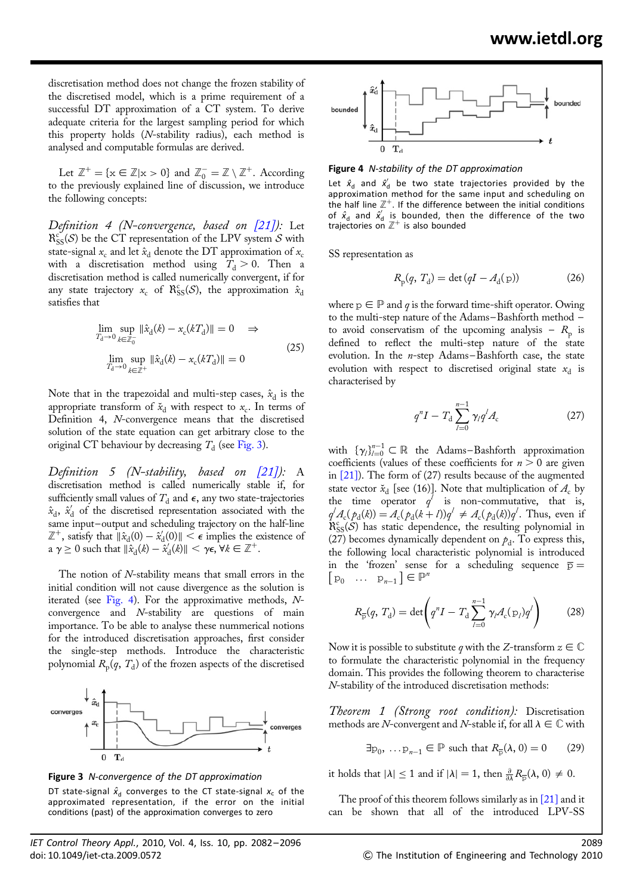discretisation method does not change the frozen stability of the discretised model, which is a prime requirement of a successful DT approximation of a CT system. To derive adequate criteria for the largest sampling period for which this property holds ($N$-stability radius), each method is analysed and computable formulas are derived.

Let $\mathbb{Z}^+ = \{x \in \mathbb{Z} | x > 0\}$ and $\mathbb{Z}_0^- = \mathbb{Z} \setminus \mathbb{Z}^+$. According to the previously explained line of discussion, we introduce the following concepts:

*Definition 4 (N-convergence, based on [21]):* Let $\mathfrak{R}_{\mathrm{SS}}^{\mathrm{c}}(\mathcal{S})$ be the CT representation of the LPV system $\mathcal{S}$ with state-signal $x_{\mathrm{c}}$ and let $\hat{x}_{\mathrm{d}}$ denote the DT approximation of $x_{\mathrm{c}}$ with a discretisation method using $T_{\mathrm{d}} > 0$. Then a discretisation method is called numerically convergent, if for any state trajectory $x_{\mathrm{c}}$ of $\mathfrak{R}_{\mathrm{SS}}^{\mathrm{c}}(\mathcal{S})$, the approximation $\hat{x}_{\mathrm{d}}$ satisfies that

$$\lim_{T_{\mathrm{d}} \to 0} \sup_{k \in \mathbb{Z}_0^-} \|\hat{x}_{\mathrm{d}}(k) - x_{\mathrm{c}}(kT_{\mathrm{d}})\| = 0 \quad \Rightarrow$$
$$\lim_{T_{\mathrm{d}} \to 0} \sup_{k \in \mathbb{Z}^+} \|\hat{x}_{\mathrm{d}}(k) - x_{\mathrm{c}}(kT_{\mathrm{d}})\| = 0 \tag{25}$$

Note that in the trapezoidal and multi-step cases, $\hat{x}_{\mathrm{d}}$ is the appropriate transform of $\breve{x}_{\mathrm{d}}$ with respect to $x_{\mathrm{c}}$. In terms of Definition 4, $N$-convergence means that the discretised solution of the state equation can get arbitrary close to the original CT behaviour by decreasing $T_{\mathrm{d}}$ (see Fig. 3).

*Definition 5 (N-stability, based on [21]):* A discretisation method is called numerically stable if, for sufficiently small values of $T_{\mathrm{d}}$ and $\epsilon$, any two state-trajectories $\hat{x}_{\mathrm{d}}$, $\hat{x}'_{\mathrm{d}}$ of the discretised representation associated with the same input–output and scheduling trajectory on the half-line $\mathbb{Z}^+$, satisfy that $\|\hat{x}_{\mathrm{d}}(0) - \hat{x}'_{\mathrm{d}}(0)\| < \epsilon$ implies the existence of a $\gamma \geq 0$ such that $\|\hat{x}_{\mathrm{d}}(k) - \hat{x}'_{\mathrm{d}}(k)\| < \gamma\epsilon, \forall k \in \mathbb{Z}^+$.

The notion of $N$-stability means that small errors in the initial condition will not cause divergence as the solution is iterated (see Fig. 4). For the approximative methods, $N$-convergence and $N$-stability are questions of main importance. To be able to analyse these nummerical notions for the introduced discretisation approaches, first consider the single-step methods. Introduce the characteristic polynomial $R_{\mathrm{p}}(q, T_{\mathrm{d}})$ of the frozen aspects of the discretised

**Figure 3** *N-convergence of the DT approximation*

DT state-signal $\hat{x}_{\mathrm{d}}$ converges to the CT state-signal $x_{\mathrm{c}}$ of the approximated representation, if the error on the initial conditions (past) of the approximation converges to zero

**Figure 4** *N-stability of the DT approximation*

Let $\hat{x}_{\mathrm{d}}$ and $\hat{x}'_{\mathrm{d}}$ be two state trajectories provided by the approximation method for the same input and scheduling on the half line $\mathbb{Z}^+$. If the difference between the initial conditions of $\hat{x}_{\mathrm{d}}$ and $\hat{x}'_{\mathrm{d}}$ is bounded, then the difference of the two trajectories on $\mathbb{Z}^+$ is also bounded

SS representation as

$$R_{\mathrm{p}}(q, T_{\mathrm{d}}) = \det(qI - A_{\mathrm{d}}(\mathrm{p})) \tag{26}$$

where $\mathrm{p} \in \mathbb{P}$ and $q$ is the forward time-shift operator. Owing to the multi-step nature of the Adams–Bashforth method – to avoid conservatism of the upcoming analysis – $R_{\mathrm{p}}$ is defined to reflect the multi-step nature of the state evolution. In the $n$-step Adams–Bashforth case, the state evolution with respect to discretised original state $x_{\mathrm{d}}$ is characterised by

$$q^n I - T_{\mathrm{d}} \sum_{l=0}^{n-1} \gamma_l q^l A_{\mathrm{c}} \tag{27}$$

with $\{\gamma_l\}_{l=0}^{n-1} \subset \mathbb{R}$ the Adams–Bashforth approximation coefficients (values of these coefficients for $n > 0$ are given in [21]). The form of (27) results because of the augmented state vector $\breve{x}_{\mathrm{d}}$ [see (16)]. Note that multiplication of $A_{\mathrm{c}}$ by the time operator $q^l$ is non-commutative, that is, $q^l A_{\mathrm{c}}(p_{\mathrm{d}}(k)) = A_{\mathrm{c}}(p_{\mathrm{d}}(k+l))q^l \neq A_{\mathrm{c}}(p_{\mathrm{d}}(k))q^l$. Thus, even if $\mathfrak{R}_{\mathrm{SS}}^{\mathrm{c}}(\mathcal{S})$ has static dependence, the resulting polynomial in (27) becomes dynamically dependent on $p_{\mathrm{d}}$. To express this, the following local characteristic polynomial is introduced in the 'frozen' sense for a scheduling sequence $\overline{\mathrm{p}} = [\mathrm{p}_0 \quad \dots \quad \mathrm{p}_{n-1}] \in \mathbb{P}^n$

$$R_{\overline{\mathrm{p}}}(q, T_{\mathrm{d}}) = \det\left(q^n I - T_{\mathrm{d}} \sum_{l=0}^{n-1} \gamma_l A_{\mathrm{c}}(\mathrm{p}_l) q^l\right) \tag{28}$$

Now it is possible to substitute $q$ with the $Z$-transform $z \in \mathbb{C}$ to formulate the characteristic polynomial in the frequency domain. This provides the following theorem to characterise $N$-stability of the introduced discretisation methods:

*Theorem 1 (Strong root condition):* Discretisation methods are $N$-convergent and $N$-stable if, for all $\lambda \in \mathbb{C}$ with

$$\exists \mathrm{p}_0, \dots \mathrm{p}_{n-1} \in \mathbb{P} \text{ such that } R_{\overline{\mathrm{p}}}(\lambda, 0) = 0 \tag{29}$$

it holds that $|\lambda| \leq 1$ and if $|\lambda| = 1$, then $\frac{\partial}{\partial \lambda} R_{\overline{\mathrm{p}}}(\lambda, 0) \neq 0$.

The proof of this theorem follows similarly as in [21] and it can be shown that all of the introduced LPV-SS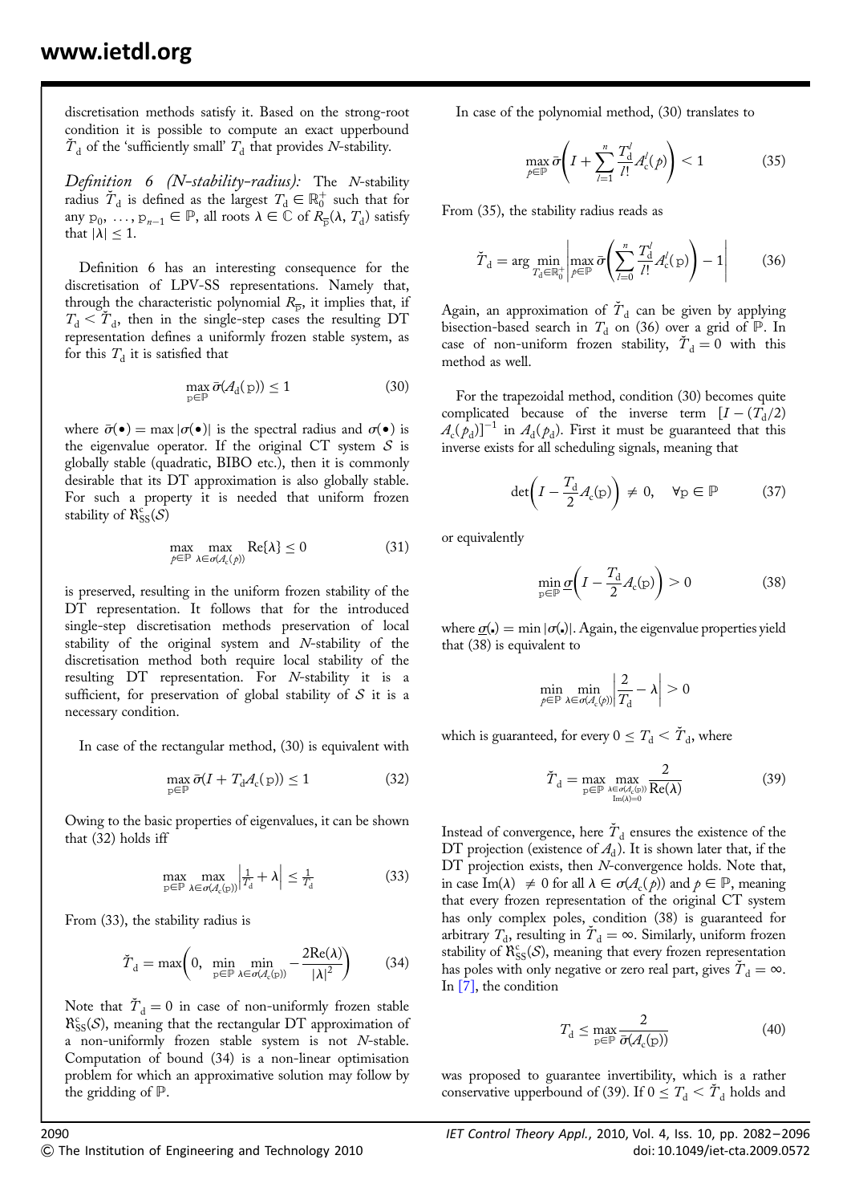discretisation methods satisfy it. Based on the strong-root condition it is possible to compute an exact upperbound $\check{T}_\mathrm{d}$ of the 'sufficiently small' $T_\mathrm{d}$ that provides $N$-stability.

*Definition 6 (N-stability-radius):* The $N$-stability radius $\check{T}_\mathrm{d}$ is defined as the largest $T_\mathrm{d} \in \mathbb{R}_0^+$ such that for any $\mathrm{p}_0, \ldots, \mathrm{p}_{n-1} \in \mathbb{P}$, all roots $\lambda \in \mathbb{C}$ of $R_{\overline{\mathrm{p}}}(\lambda, T_\mathrm{d})$ satisfy that $|\lambda| \leq 1$.

Definition 6 has an interesting consequence for the discretisation of LPV-SS representations. Namely that, through the characteristic polynomial $R_{\overline{\mathrm{p}}}$, it implies that, if $T_\mathrm{d} < \check{T}_\mathrm{d}$, then in the single-step cases the resulting DT representation defines a uniformly frozen stable system, as for this $T_\mathrm{d}$ it is satisfied that

$$\max_{\mathrm{p}\in\mathbb{P}} \bar{\sigma}(A_\mathrm{d}(\mathrm{p})) \leq 1 \tag{30}$$

where $\bar{\sigma}(\bullet) = \max|\sigma(\bullet)|$ is the spectral radius and $\sigma(\bullet)$ is the eigenvalue operator. If the original CT system $\mathcal{S}$ is globally stable (quadratic, BIBO etc.), then it is commonly desirable that its DT approximation is also globally stable. For such a property it is needed that uniform frozen stability of $\mathfrak{R}_\mathrm{SS}^\mathrm{c}(\mathcal{S})$

$$\max_{p\in\mathbb{P}} \max_{\lambda\in\sigma(A_\mathrm{c}(p))} \mathrm{Re}\{\lambda\} \leq 0 \tag{31}$$

is preserved, resulting in the uniform frozen stability of the DT representation. It follows that for the introduced single-step discretisation methods preservation of local stability of the original system and $N$-stability of the discretisation method both require local stability of the resulting DT representation. For $N$-stability it is a sufficient, for preservation of global stability of $\mathcal{S}$ it is a necessary condition.

In case of the rectangular method, (30) is equivalent with

$$\max_{\mathrm{p}\in\mathbb{P}} \bar{\sigma}(I + T_\mathrm{d}A_\mathrm{c}(\mathrm{p})) \leq 1 \tag{32}$$

Owing to the basic properties of eigenvalues, it can be shown that (32) holds iff

$$\max_{\mathrm{p}\in\mathbb{P}} \max_{\lambda\in\sigma(A_\mathrm{c}(\mathrm{p}))} \left|\frac{1}{T_\mathrm{d}} + \lambda\right| \leq \frac{1}{T_\mathrm{d}} \tag{33}$$

From (33), the stability radius is

$$\check{T}_\mathrm{d} = \max\left(0, \min_{\mathrm{p}\in\mathbb{P}} \min_{\lambda\in\sigma(A_\mathrm{c}(\mathrm{p}))} -\frac{2\mathrm{Re}(\lambda)}{|\lambda|^2}\right) \tag{34}$$

Note that $\check{T}_\mathrm{d} = 0$ in case of non-uniformly frozen stable $\mathfrak{R}_\mathrm{SS}^\mathrm{c}(\mathcal{S})$, meaning that the rectangular DT approximation of a non-uniformly frozen stable system is not $N$-stable. Computation of bound (34) is a non-linear optimisation problem for which an approximative solution may follow by the gridding of $\mathbb{P}$.

In case of the polynomial method, (30) translates to

$$\max_{p\in\mathbb{P}} \bar{\sigma}\left(I + \sum_{l=1}^{n} \frac{T_\mathrm{d}^l}{l!} A_\mathrm{c}^l(p)\right) < 1 \tag{35}$$

From (35), the stability radius reads as

$$\check{T}_\mathrm{d} = \arg\min_{T_\mathrm{d}\in\mathbb{R}_0^+} \left|\max_{p\in\mathbb{P}} \bar{\sigma}\left(\sum_{l=0}^{n} \frac{T_\mathrm{d}^l}{l!} A_\mathrm{c}^l(\mathrm{p})\right) - 1\right| \tag{36}$$

Again, an approximation of $\check{T}_\mathrm{d}$ can be given by applying bisection-based search in $T_\mathrm{d}$ on (36) over a grid of $\mathbb{P}$. In case of non-uniform frozen stability, $\check{T}_\mathrm{d} = 0$ with this method as well.

For the trapezoidal method, condition (30) becomes quite complicated because of the inverse term $[I - (T_\mathrm{d}/2) A_\mathrm{c}(p_\mathrm{d})]^{-1}$ in $A_\mathrm{d}(p_\mathrm{d})$. First it must be guaranteed that this inverse exists for all scheduling signals, meaning that

$$\det\left(I - \frac{T_\mathrm{d}}{2}A_\mathrm{c}(\mathrm{p})\right) \neq 0, \quad \forall \mathrm{p} \in \mathbb{P} \tag{37}$$

or equivalently

$$\min_{\mathrm{p}\in\mathbb{P}} \underline{\sigma}\left(I - \frac{T_\mathrm{d}}{2}A_\mathrm{c}(\mathrm{p})\right) > 0 \tag{38}$$

where $\underline{\sigma}(\bullet) = \min|\sigma(\bullet)|$. Again, the eigenvalue properties yield that (38) is equivalent to

$$\min_{p\in\mathbb{P}} \min_{\lambda\in\sigma(A_\mathrm{c}(p))} \left|\frac{2}{T_\mathrm{d}} - \lambda\right| > 0$$

which is guaranteed, for every $0 \leq T_\mathrm{d} < \check{T}_\mathrm{d}$, where

$$\check{T}_\mathrm{d} = \max_{\mathrm{p}\in\mathbb{P}} \max_{\substack{\lambda\in\sigma(A_\mathrm{c}(\mathrm{p}))\\ \mathrm{Im}(\lambda)=0}} \frac{2}{\mathrm{Re}(\lambda)} \tag{39}$$

Instead of convergence, here $\check{T}_\mathrm{d}$ ensures the existence of the DT projection (existence of $A_\mathrm{d}$). It is shown later that, if the DT projection exists, then $N$-convergence holds. Note that, in case $\mathrm{Im}(\lambda) \neq 0$ for all $\lambda \in \sigma(A_\mathrm{c}(p))$ and $p \in \mathbb{P}$, meaning that every frozen representation of the original CT system has only complex poles, condition (38) is guaranteed for arbitrary $T_\mathrm{d}$, resulting in $\check{T}_\mathrm{d} = \infty$. Similarly, uniform frozen stability of $\mathfrak{R}_\mathrm{SS}^\mathrm{c}(\mathcal{S})$, meaning that every frozen representation has poles with only negative or zero real part, gives $\check{T}_\mathrm{d} = \infty$. In [7], the condition

$$T_\mathrm{d} \leq \max_{\mathrm{p}\in\mathbb{P}} \frac{2}{\bar{\sigma}(A_\mathrm{c}(\mathrm{p}))} \tag{40}$$

was proposed to guarantee invertibility, which is a rather conservative upperbound of (39). If $0 \leq T_\mathrm{d} < \check{T}_\mathrm{d}$ holds and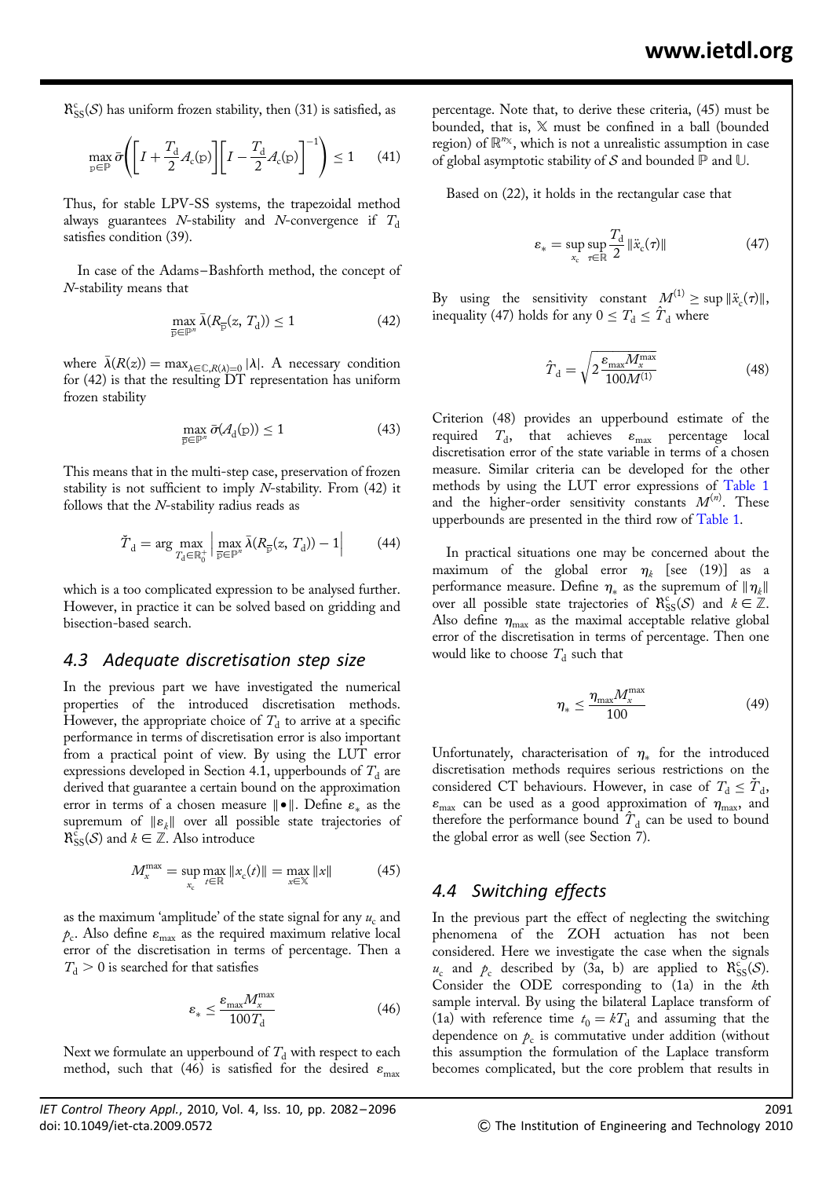$\mathfrak{R}_{\mathrm{SS}}^{\mathrm{c}}(\mathcal{S})$ has uniform frozen stability, then (31) is satisfied, as

$$\max_{\mathrm{p}\in\mathbb{P}} \bar{\sigma}\left(\left[I+\frac{T_{\mathrm{d}}}{2}A_{\mathrm{c}}(\mathrm{p})\right]\left[I-\frac{T_{\mathrm{d}}}{2}A_{\mathrm{c}}(\mathrm{p})\right]^{-1}\right) \leq 1 \tag{41}$$

Thus, for stable LPV-SS systems, the trapezoidal method always guarantees $N$-stability and $N$-convergence if $T_{\mathrm{d}}$ satisfies condition (39).

In case of the Adams–Bashforth method, the concept of $N$-stability means that

$$\max_{\overline{\mathrm{p}}\in\mathbb{P}^{n}} \bar{\lambda}(R_{\overline{\mathrm{p}}}(z, T_{\mathrm{d}})) \leq 1 \tag{42}$$

where $\bar{\lambda}(R(z)) = \max_{\lambda\in\mathbb{C}, R(\lambda)=0} |\lambda|$. A necessary condition for (42) is that the resulting DT representation has uniform frozen stability

$$\max_{\overline{\mathrm{p}}\in\mathbb{P}^{n}} \bar{\sigma}(A_{\mathrm{d}}(\mathrm{p})) \leq 1 \tag{43}$$

This means that in the multi-step case, preservation of frozen stability is not sufficient to imply $N$-stability. From (42) it follows that the $N$-stability radius reads as

$$\check{T}_{\mathrm{d}} = \arg\max_{T_{\mathrm{d}}\in\mathbb{R}_{0}^{+}} \left| \max_{\overline{\mathrm{p}}\in\mathbb{P}^{n}} \bar{\lambda}(R_{\overline{\mathrm{p}}}(z, T_{\mathrm{d}})) - 1 \right| \tag{44}$$

which is a too complicated expression to be analysed further. However, in practice it can be solved based on gridding and bisection-based search.

### 4.3 Adequate discretisation step size

In the previous part we have investigated the numerical properties of the introduced discretisation methods. However, the appropriate choice of $T_{\mathrm{d}}$ to arrive at a specific performance in terms of discretisation error is also important from a practical point of view. By using the LUT error expressions developed in Section 4.1, upperbounds of $T_{\mathrm{d}}$ are derived that guarantee a certain bound on the approximation error in terms of a chosen measure $\|\bullet\|$. Define $\varepsilon_{*}$ as the supremum of $\|\varepsilon_{k}\|$ over all possible state trajectories of $\mathfrak{R}_{\mathrm{SS}}^{\mathrm{c}}(\mathcal{S})$ and $k \in \mathbb{Z}$. Also introduce

$$M_{x}^{\max} = \sup_{x_{\mathrm{c}}} \max_{t\in\mathbb{R}} \|x_{\mathrm{c}}(t)\| = \max_{x\in\mathbb{X}} \|x\| \tag{45}$$

as the maximum 'amplitude' of the state signal for any $u_{\mathrm{c}}$ and $p_{\mathrm{c}}$. Also define $\varepsilon_{\max}$ as the required maximum relative local error of the discretisation in terms of percentage. Then a $T_{\mathrm{d}} > 0$ is searched for that satisfies

$$\varepsilon_{*} \leq \frac{\varepsilon_{\max} M_{x}^{\max}}{100 T_{\mathrm{d}}} \tag{46}$$

Next we formulate an upperbound of $T_{\mathrm{d}}$ with respect to each method, such that (46) is satisfied for the desired $\varepsilon_{\max}$ percentage. Note that, to derive these criteria, (45) must be bounded, that is, $\mathbb{X}$ must be confined in a ball (bounded region) of $\mathbb{R}^{n_{\mathbb{X}}}$, which is not a unrealistic assumption in case of global asymptotic stability of $\mathcal{S}$ and bounded $\mathbb{P}$ and $\mathbb{U}$.

Based on (22), it holds in the rectangular case that

$$\varepsilon_{*} = \sup_{x_{\mathrm{c}}} \sup_{\tau\in\mathbb{R}} \frac{T_{\mathrm{d}}}{2} \|\ddot{x}_{\mathrm{c}}(\tau)\| \tag{47}$$

By using the sensitivity constant $M^{(1)} \geq \sup \|\ddot{x}_{\mathrm{c}}(\tau)\|$, inequality (47) holds for any $0 \leq T_{\mathrm{d}} \leq \hat{T}_{\mathrm{d}}$ where

$$\hat{T}_{\mathrm{d}} = \sqrt{2\frac{\varepsilon_{\max} M_{x}^{\max}}{100 M^{(1)}}} \tag{48}$$

Criterion (48) provides an upperbound estimate of the required $T_{\mathrm{d}}$, that achieves $\varepsilon_{\max}$ percentage local discretisation error of the state variable in terms of a chosen measure. Similar criteria can be developed for the other methods by using the LUT error expressions of Table 1 and the higher-order sensitivity constants $M^{(n)}$. These upperbounds are presented in the third row of Table 1.

In practical situations one may be concerned about the maximum of the global error $\eta_{k}$ [see (19)] as a performance measure. Define $\eta_{*}$ as the supremum of $\|\eta_{k}\|$ over all possible state trajectories of $\mathfrak{R}_{\mathrm{SS}}^{\mathrm{c}}(\mathcal{S})$ and $k \in \mathbb{Z}$. Also define $\eta_{\max}$ as the maximal acceptable relative global error of the discretisation in terms of percentage. Then one would like to choose $T_{\mathrm{d}}$ such that

$$\eta_{*} \leq \frac{\eta_{\max} M_{x}^{\max}}{100} \tag{49}$$

Unfortunately, characterisation of $\eta_{*}$ for the introduced discretisation methods requires serious restrictions on the considered CT behaviours. However, in case of $T_{\mathrm{d}} \leq \check{T}_{\mathrm{d}}$, $\varepsilon_{\max}$ can be used as a good approximation of $\eta_{\max}$, and therefore the performance bound $\hat{T}_{\mathrm{d}}$ can be used to bound the global error as well (see Section 7).

### 4.4 Switching effects

In the previous part the effect of neglecting the switching phenomena of the ZOH actuation has not been considered. Here we investigate the case when the signals $u_{\mathrm{c}}$ and $p_{\mathrm{c}}$ described by (3a, b) are applied to $\mathfrak{R}_{\mathrm{SS}}^{\mathrm{c}}(\mathcal{S})$. Consider the ODE corresponding to (1a) in the $k$th sample interval. By using the bilateral Laplace transform of (1a) with reference time $t_{0} = kT_{\mathrm{d}}$ and assuming that the dependence on $p_{\mathrm{c}}$ is commutative under addition (without this assumption the formulation of the Laplace transform becomes complicated, but the core problem that results in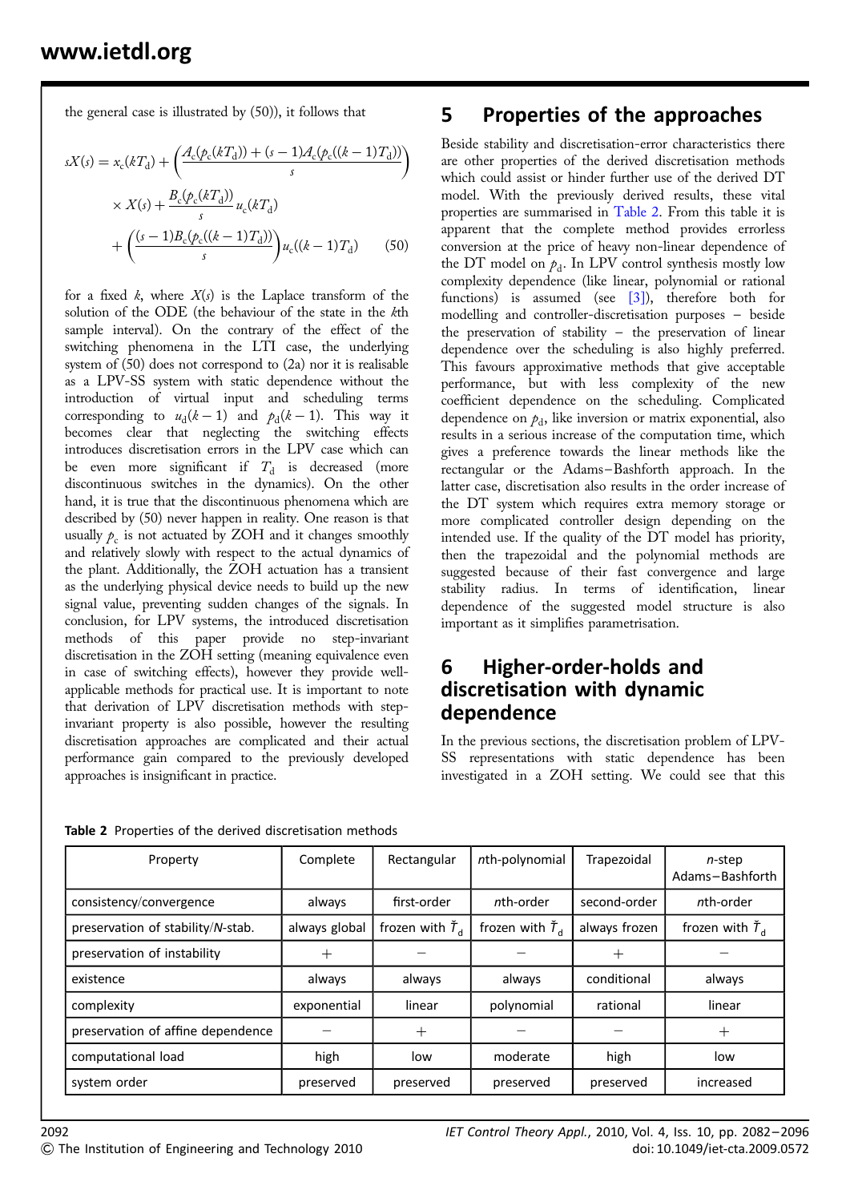the general case is illustrated by (50)), it follows that

$$sX(s) = x_c(kT_d) + \left(\frac{A_c(p_c(kT_d)) + (s-1)A_c(p_c((k-1)T_d))}{s}\right) \times X(s) + \frac{B_c(p_c(kT_d))}{s}u_c(kT_d) + \left(\frac{(s-1)B_c(p_c((k-1)T_d))}{s}\right)u_c((k-1)T_d) \quad (50)$$

for a fixed $k$, where $X(s)$ is the Laplace transform of the solution of the ODE (the behaviour of the state in the $k$th sample interval). On the contrary of the effect of the switching phenomena in the LTI case, the underlying system of (50) does not correspond to (2a) nor it is realisable as a LPV-SS system with static dependence without the introduction of virtual input and scheduling terms corresponding to $u_d(k-1)$ and $p_d(k-1)$. This way it becomes clear that neglecting the switching effects introduces discretisation errors in the LPV case which can be even more significant if $T_d$ is decreased (more discontinuous switches in the dynamics). On the other hand, it is true that the discontinuous phenomena which are described by (50) never happen in reality. One reason is that usually $p_c$ is not actuated by ZOH and it changes smoothly and relatively slowly with respect to the actual dynamics of the plant. Additionally, the ZOH actuation has a transient as the underlying physical device needs to build up the new signal value, preventing sudden changes of the signals. In conclusion, for LPV systems, the introduced discretisation methods of this paper provide no step-invariant discretisation in the ZOH setting (meaning equivalence even in case of switching effects), however they provide well-applicable methods for practical use. It is important to note that derivation of LPV discretisation methods with step-invariant property is also possible, however the resulting discretisation approaches are complicated and their actual performance gain compared to the previously developed approaches is insignificant in practice.

## 5 Properties of the approaches

Beside stability and discretisation-error characteristics there are other properties of the derived discretisation methods which could assist or hinder further use of the derived DT model. With the previously derived results, these vital properties are summarised in Table 2. From this table it is apparent that the complete method provides errorless conversion at the price of heavy non-linear dependence of the DT model on $p_d$. In LPV control synthesis mostly low complexity dependence (like linear, polynomial or rational functions) is assumed (see [3]), therefore both for modelling and controller-discretisation purposes – beside the preservation of stability – the preservation of linear dependence over the scheduling is also highly preferred. This favours approximative methods that give acceptable performance, but with less complexity of the new coefficient dependence on the scheduling. Complicated dependence on $p_d$, like inversion or matrix exponential, also results in a serious increase of the computation time, which gives a preference towards the linear methods like the rectangular or the Adams–Bashforth approach. In the latter case, discretisation also results in the order increase of the DT system which requires extra memory storage or more complicated controller design depending on the intended use. If the quality of the DT model has priority, then the trapezoidal and the polynomial methods are suggested because of their fast convergence and large stability radius. In terms of identification, linear dependence of the suggested model structure is also important as it simplifies parametrisation.

## 6 Higher-order-holds and discretisation with dynamic dependence

In the previous sections, the discretisation problem of LPV-SS representations with static dependence has been investigated in a ZOH setting. We could see that this

**Table 2** Properties of the derived discretisation methods

| Property | Complete | Rectangular | $n$th-polynomial | Trapezoidal | $n$-step Adams–Bashforth |
|---|---|---|---|---|---|
| consistency/convergence | always | first-order | $n$th-order | second-order | $n$th-order |
| preservation of stability/$N$-stab. | always global | frozen with $\breve{T}_d$ | frozen with $\breve{T}_d$ | always frozen | frozen with $\breve{T}_d$ |
| preservation of instability | + | − | − | + | − |
| existence | always | always | always | conditional | always |
| complexity | exponential | linear | polynomial | rational | linear |
| preservation of affine dependence | − | + | − | − | + |
| computational load | high | low | moderate | high | low |
| system order | preserved | preserved | preserved | preserved | increased |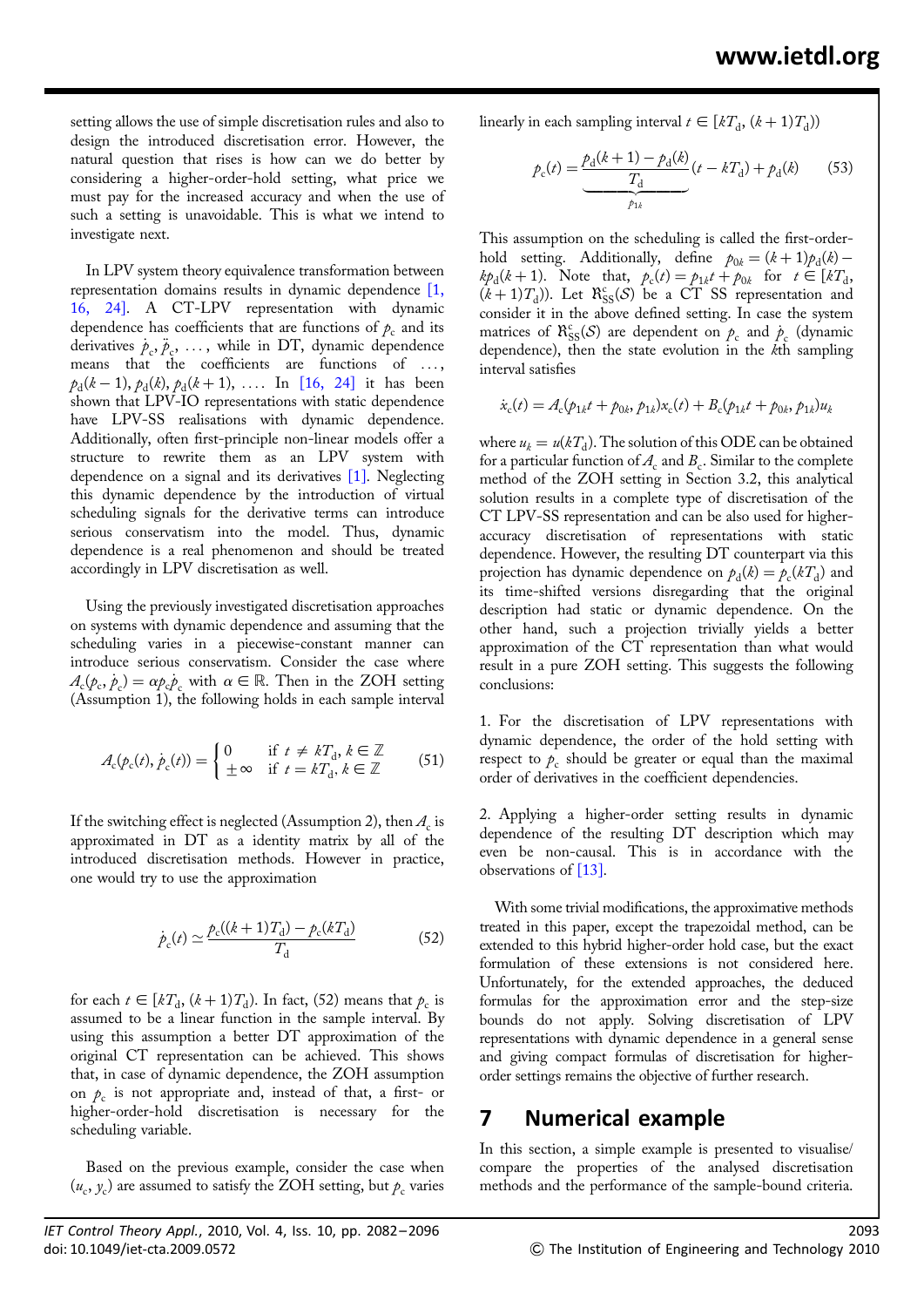setting allows the use of simple discretisation rules and also to design the introduced discretisation error. However, the natural question that rises is how can we do better by considering a higher-order-hold setting, what price we must pay for the increased accuracy and when the use of such a setting is unavoidable. This is what we intend to investigate next.

In LPV system theory equivalence transformation between representation domains results in dynamic dependence [1, 16, 24]. A CT-LPV representation with dynamic dependence has coefficients that are functions of $p_c$ and its derivatives $\dot{p}_c, \ddot{p}_c, \ldots$, while in DT, dynamic dependence means that the coefficients are functions of $\ldots, p_d(k-1), p_d(k), p_d(k+1), \ldots$. In [16, 24] it has been shown that LPV-IO representations with static dependence have LPV-SS realisations with dynamic dependence. Additionally, often first-principle non-linear models offer a structure to rewrite them as an LPV system with dependence on a signal and its derivatives [1]. Neglecting this dynamic dependence by the introduction of virtual scheduling signals for the derivative terms can introduce serious conservatism into the model. Thus, dynamic dependence is a real phenomenon and should be treated accordingly in LPV discretisation as well.

Using the previously investigated discretisation approaches on systems with dynamic dependence and assuming that the scheduling varies in a piecewise-constant manner can introduce serious conservatism. Consider the case where $A_c(p_c, \dot{p}_c) = \alpha p_c \dot{p}_c$ with $\alpha \in \mathbb{R}$. Then in the ZOH setting (Assumption 1), the following holds in each sample interval

$$A_c(p_c(t), \dot{p}_c(t)) = \begin{cases} 0 & \text{if } t \neq kT_d, k \in \mathbb{Z} \\ \pm\infty & \text{if } t = kT_d, k \in \mathbb{Z} \end{cases} \tag{51}$$

If the switching effect is neglected (Assumption 2), then $A_c$ is approximated in DT as a identity matrix by all of the introduced discretisation methods. However in practice, one would try to use the approximation

$$\dot{p}_c(t) \simeq \frac{p_c((k+1)T_d) - p_c(kT_d)}{T_d} \tag{52}$$

for each $t \in [kT_d, (k+1)T_d)$. In fact, (52) means that $p_c$ is assumed to be a linear function in the sample interval. By using this assumption a better DT approximation of the original CT representation can be achieved. This shows that, in case of dynamic dependence, the ZOH assumption on $p_c$ is not appropriate and, instead of that, a first- or higher-order-hold discretisation is necessary for the scheduling variable.

Based on the previous example, consider the case when $(u_c, y_c)$ are assumed to satisfy the ZOH setting, but $p_c$ varies linearly in each sampling interval $t \in [kT_d, (k+1)T_d)$

$$p_c(t) = \underbrace{\frac{p_d(k+1) - p_d(k)}{T_d}}_{p_{1k}}(t - kT_d) + p_d(k) \tag{53}$$

This assumption on the scheduling is called the first-order-hold setting. Additionally, define $p_{0k} = (k+1)p_d(k) - kp_d(k+1)$. Note that, $p_c(t) = p_{1k}t + p_{0k}$ for $t \in [kT_d, (k+1)T_d)$. Let $\mathfrak{R}_{SS}^c(\mathcal{S})$ be a CT SS representation and consider it in the above defined setting. In case the system matrices of $\mathfrak{R}_{SS}^c(\mathcal{S})$ are dependent on $p_c$ and $\dot{p}_c$ (dynamic dependence), then the state evolution in the $k$th sampling interval satisfies

$$\dot{x}_c(t) = A_c(p_{1k}t + p_{0k}, p_{1k})x_c(t) + B_c(p_{1k}t + p_{0k}, p_{1k})u_k$$

where $u_k = u(kT_d)$. The solution of this ODE can be obtained for a particular function of $A_c$ and $B_c$. Similar to the complete method of the ZOH setting in Section 3.2, this analytical solution results in a complete type of discretisation of the CT LPV-SS representation and can be also used for higher-accuracy discretisation of representations with static dependence. However, the resulting DT counterpart via this projection has dynamic dependence on $p_d(k) = p_c(kT_d)$ and its time-shifted versions disregarding that the original description had static or dynamic dependence. On the other hand, such a projection trivially yields a better approximation of the CT representation than what would result in a pure ZOH setting. This suggests the following conclusions:

1. For the discretisation of LPV representations with dynamic dependence, the order of the hold setting with respect to $p_c$ should be greater or equal than the maximal order of derivatives in the coefficient dependencies.

2. Applying a higher-order setting results in dynamic dependence of the resulting DT description which may even be non-causal. This is in accordance with the observations of [13].

With some trivial modifications, the approximative methods treated in this paper, except the trapezoidal method, can be extended to this hybrid higher-order hold case, but the exact formulation of these extensions is not considered here. Unfortunately, for the extended approaches, the deduced formulas for the approximation error and the step-size bounds do not apply. Solving discretisation of LPV representations with dynamic dependence in a general sense and giving compact formulas of discretisation for higher-order settings remains the objective of further research.

## 7 Numerical example

In this section, a simple example is presented to visualise/compare the properties of the analysed discretisation methods and the performance of the sample-bound criteria.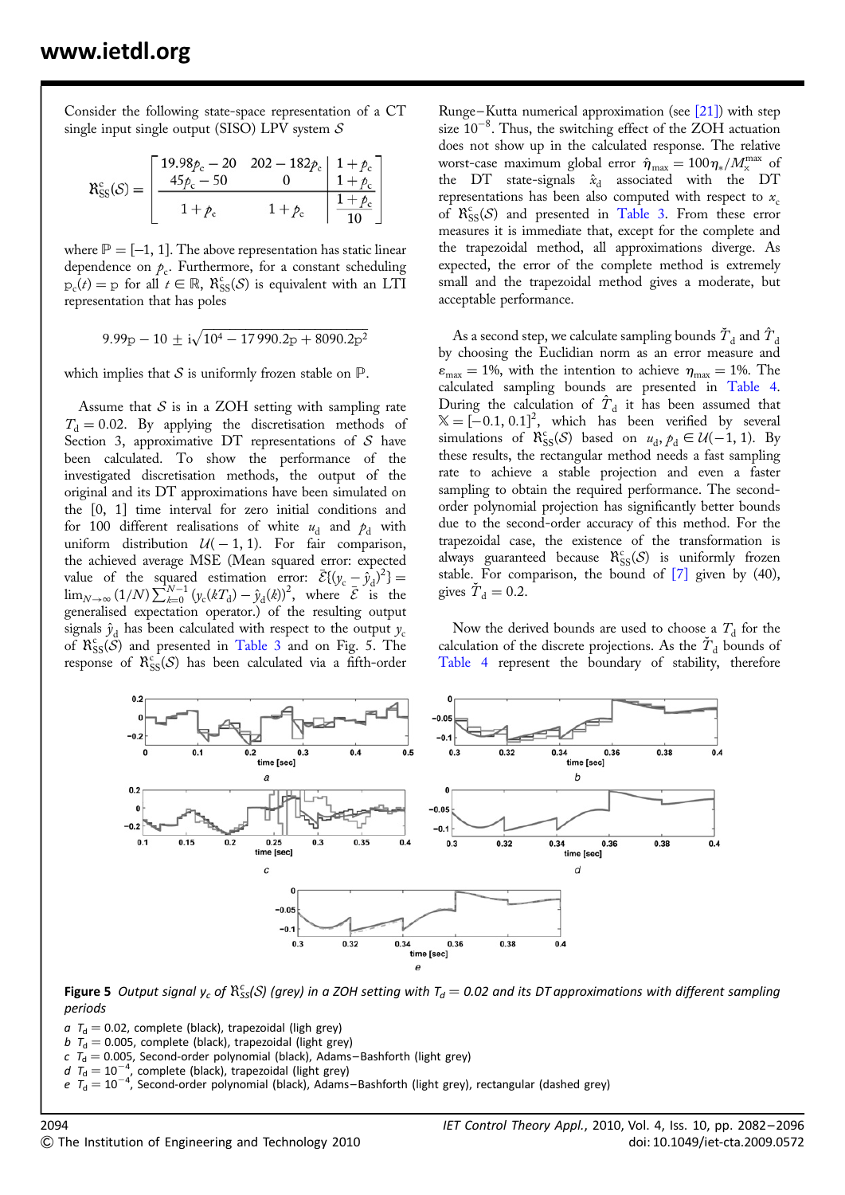Consider the following state-space representation of a CT single input single output (SISO) LPV system $\mathcal{S}$

$$\mathfrak{R}_{\mathrm{SS}}^{\mathrm{c}}(\mathcal{S}) = \left[\begin{array}{cc|c} 19.98p_{\mathrm{c}} - 20 & 202 - 182p_{\mathrm{c}} & 1 + p_{\mathrm{c}} \\ 45p_{\mathrm{c}} - 50 & 0 & 1 + p_{\mathrm{c}} \\ \hline 1 + p_{\mathrm{c}} & 1 + p_{\mathrm{c}} & \frac{1 + p_{\mathrm{c}}}{10} \end{array}\right]$$

where $\mathbb{P} = [-1, 1]$. The above representation has static linear dependence on $p_{\mathrm{c}}$. Furthermore, for a constant scheduling $\mathrm{p}_{\mathrm{c}}(t) = \mathrm{p}$ for all $t \in \mathbb{R}$, $\mathfrak{R}_{\mathrm{SS}}^{\mathrm{c}}(\mathcal{S})$ is equivalent with an LTI representation that has poles

$$9.99\mathrm{p} - 10 \pm \mathrm{i}\sqrt{10^4 - 17\,990.2\mathrm{p} + 8090.2\mathrm{p}^2}$$

which implies that $\mathcal{S}$ is uniformly frozen stable on $\mathbb{P}$.

Assume that $\mathcal{S}$ is in a ZOH setting with sampling rate $T_{\mathrm{d}} = 0.02$. By applying the discretisation methods of Section 3, approximative DT representations of $\mathcal{S}$ have been calculated. To show the performance of the investigated discretisation methods, the output of the original and its DT approximations have been simulated on the [0, 1] time interval for zero initial conditions and for 100 different realisations of white $u_{\mathrm{d}}$ and $p_{\mathrm{d}}$ with uniform distribution $\mathcal{U}(-1, 1)$. For fair comparison, the achieved average MSE (Mean squared error: expected value of the squared estimation error: $\bar{\mathcal{E}}\{(y_{\mathrm{c}} - \hat{y}_{\mathrm{d}})^2\} = \lim_{N\to\infty} (1/N)\sum_{k=0}^{N-1} (y_{\mathrm{c}}(kT_{\mathrm{d}}) - \hat{y}_{\mathrm{d}}(k))^2$, where $\bar{\mathcal{E}}$ is the generalised expectation operator.) of the resulting output signals $\hat{y}_{\mathrm{d}}$ has been calculated with respect to the output $y_{\mathrm{c}}$ of $\mathfrak{R}_{\mathrm{SS}}^{\mathrm{c}}(\mathcal{S})$ and presented in Table 3 and on Fig. 5. The response of $\mathfrak{R}_{\mathrm{SS}}^{\mathrm{c}}(\mathcal{S})$ has been calculated via a fifth-order Runge–Kutta numerical approximation (see [21]) with step size $10^{-8}$. Thus, the switching effect of the ZOH actuation does not show up in the calculated response. The relative worst-case maximum global error $\hat{\eta}_{\max} = 100\eta_*/M_x^{\max}$ of the DT state-signals $\hat{x}_{\mathrm{d}}$ associated with the DT representations has been also computed with respect to $x_{\mathrm{c}}$ of $\mathfrak{R}_{\mathrm{SS}}^{\mathrm{c}}(\mathcal{S})$ and presented in Table 3. From these error measures it is immediate that, except for the complete and the trapezoidal method, all approximations diverge. As expected, the error of the complete method is extremely small and the trapezoidal method gives a moderate, but acceptable performance.

As a second step, we calculate sampling bounds $\check{T}_{\mathrm{d}}$ and $\hat{T}_{\mathrm{d}}$ by choosing the Euclidian norm as an error measure and $\varepsilon_{\max} = 1\%$, with the intention to achieve $\eta_{\max} = 1\%$. The calculated sampling bounds are presented in Table 4. During the calculation of $\hat{T}_{\mathrm{d}}$ it has been assumed that $\mathbb{X} = [-0.1, 0.1]^2$, which has been verified by several simulations of $\mathfrak{R}_{\mathrm{SS}}^{\mathrm{c}}(\mathcal{S})$ based on $u_{\mathrm{d}}, p_{\mathrm{d}} \in \mathcal{U}(-1, 1)$. By these results, the rectangular method needs a fast sampling rate to achieve a stable projection and even a faster sampling to obtain the required performance. The second-order polynomial projection has significantly better bounds due to the second-order accuracy of this method. For the trapezoidal case, the existence of the transformation is always guaranteed because $\mathfrak{R}_{\mathrm{SS}}^{\mathrm{c}}(\mathcal{S})$ is uniformly frozen stable. For comparison, the bound of [7] given by (40), gives $\check{T}_{\mathrm{d}} = 0.2$.

Now the derived bounds are used to choose a $T_{\mathrm{d}}$ for the calculation of the discrete projections. As the $\check{T}_{\mathrm{d}}$ bounds of Table 4 represent the boundary of stability, therefore

**Figure 5** *Output signal $y_{\mathrm{c}}$ of $\mathfrak{R}_{\mathrm{SS}}^{\mathrm{c}}(\mathcal{S})$ (grey) in a ZOH setting with $T_{\mathrm{d}} = 0.02$ and its DT approximations with different sampling periods*

*a* $T_{\mathrm{d}} = 0.02$, complete (black), trapezoidal (ligh grey)
*b* $T_{\mathrm{d}} = 0.005$, complete (black), trapezoidal (light grey)
*c* $T_{\mathrm{d}} = 0.005$, Second-order polynomial (black), Adams–Bashforth (light grey)
*d* $T_{\mathrm{d}} = 10^{-4}$, complete (black), trapezoidal (light grey)
*e* $T_{\mathrm{d}} = 10^{-4}$, Second-order polynomial (black), Adams–Bashforth (light grey), rectangular (dashed grey)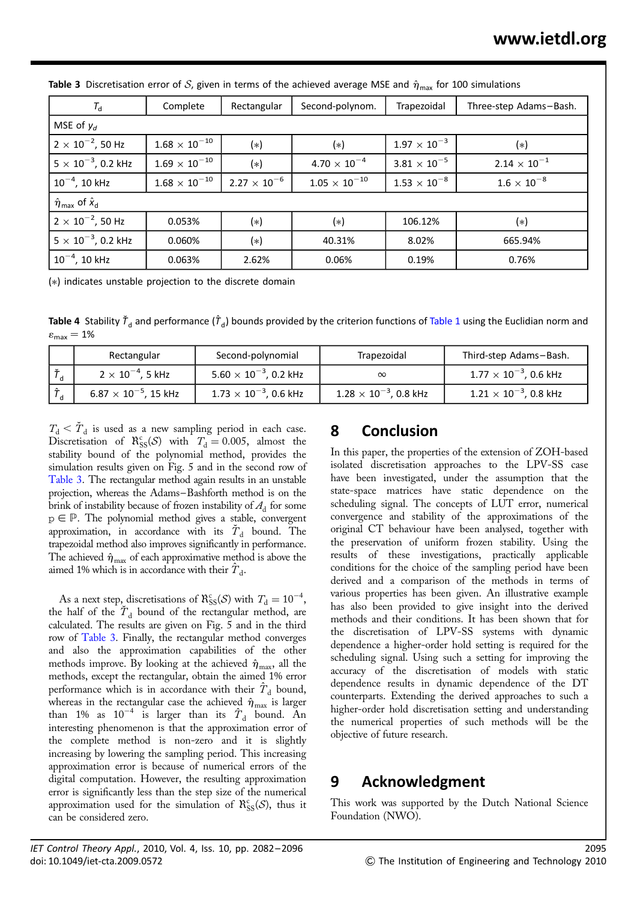**Table 3** Discretisation error of $\mathcal{S}$, given in terms of the achieved average MSE and $\hat{\eta}_{\max}$ for 100 simulations

| $T_d$ | Complete | Rectangular | Second-polynom. | Trapezoidal | Three-step Adams–Bash. |
|---|---|---|---|---|---|
| MSE of $y_d$ | | | | | |
| $2 \times 10^{-2}$, 50 Hz | $1.68 \times 10^{-10}$ | (*) | (*) | $1.97 \times 10^{-3}$ | (*) |
| $5 \times 10^{-3}$, 0.2 kHz | $1.69 \times 10^{-10}$ | (*) | $4.70 \times 10^{-4}$ | $3.81 \times 10^{-5}$ | $2.14 \times 10^{-1}$ |
| $10^{-4}$, 10 kHz | $1.68 \times 10^{-10}$ | $2.27 \times 10^{-6}$ | $1.05 \times 10^{-10}$ | $1.53 \times 10^{-8}$ | $1.6 \times 10^{-8}$ |
| $\hat{\eta}_{\max}$ of $\hat{x}_d$ | | | | | |
| $2 \times 10^{-2}$, 50 Hz | 0.053% | (*) | (*) | 106.12% | (*) |
| $5 \times 10^{-3}$, 0.2 kHz | 0.060% | (*) | 40.31% | 8.02% | 665.94% |
| $10^{-4}$, 10 kHz | 0.063% | 2.62% | 0.06% | 0.19% | 0.76% |

(*) indicates unstable projection to the discrete domain

**Table 4** Stability $\breve{T}_d$ and performance ($\hat{T}_d$) bounds provided by the criterion functions of Table 1 using the Euclidian norm and $\varepsilon_{\max} = 1\%$

| | Rectangular | Second-polynomial | Trapezoidal | Third-step Adams–Bash. |
|---|---|---|---|---|
| $\breve{T}_d$ | $2 \times 10^{-4}$, 5 kHz | $5.60 \times 10^{-3}$, 0.2 kHz | $\infty$ | $1.77 \times 10^{-3}$, 0.6 kHz |
| $\hat{T}_d$ | $6.87 \times 10^{-5}$, 15 kHz | $1.73 \times 10^{-3}$, 0.6 kHz | $1.28 \times 10^{-3}$, 0.8 kHz | $1.21 \times 10^{-3}$, 0.8 kHz |

$T_d < \breve{T}_d$ is used as a new sampling period in each case. Discretisation of $\mathfrak{R}_{SS}^{c}(\mathcal{S})$ with $T_d = 0.005$, almost the stability bound of the polynomial method, provides the simulation results given on Fig. 5 and in the second row of Table 3. The rectangular method again results in an unstable projection, whereas the Adams–Bashforth method is on the brink of instability because of frozen instability of $A_d$ for some $p \in \mathbb{P}$. The polynomial method gives a stable, convergent approximation, in accordance with its $\breve{T}_d$ bound. The trapezoidal method also improves significantly in performance. The achieved $\hat{\eta}_{\max}$ of each approximative method is above the aimed 1% which is in accordance with their $\hat{T}_d$.

As a next step, discretisations of $\mathfrak{R}_{SS}^{c}(\mathcal{S})$ with $T_d = 10^{-4}$, the half of the $\breve{T}_d$ bound of the rectangular method, are calculated. The results are given on Fig. 5 and in the third row of Table 3. Finally, the rectangular method converges and also the approximation capabilities of the other methods improve. By looking at the achieved $\hat{\eta}_{\max}$, all the methods, except the rectangular, obtain the aimed 1% error performance which is in accordance with their $\hat{T}_d$ bound, whereas in the rectangular case the achieved $\hat{\eta}_{\max}$ is larger than 1% as $10^{-4}$ is larger than its $\hat{T}_d$ bound. An interesting phenomenon is that the approximation error of the complete method is non-zero and it is slightly increasing by lowering the sampling period. This increasing approximation error is because of numerical errors of the digital computation. However, the resulting approximation error is significantly less than the step size of the numerical approximation used for the simulation of $\mathfrak{R}_{SS}^{c}(\mathcal{S})$, thus it can be considered zero.

## 8 Conclusion

In this paper, the properties of the extension of ZOH-based isolated discretisation approaches to the LPV-SS case have been investigated, under the assumption that the state-space matrices have static dependence on the scheduling signal. The concepts of LUT error, numerical convergence and stability of the approximations of the original CT behaviour have been analysed, together with the preservation of uniform frozen stability. Using the results of these investigations, practically applicable conditions for the choice of the sampling period have been derived and a comparison of the methods in terms of various properties has been given. An illustrative example has also been provided to give insight into the derived methods and their conditions. It has been shown that for the discretisation of LPV-SS systems with dynamic dependence a higher-order hold setting is required for the scheduling signal. Using such a setting for improving the accuracy of the discretisation of models with static dependence results in dynamic dependence of the DT counterparts. Extending the derived approaches to such a higher-order hold discretisation setting and understanding the numerical properties of such methods will be the objective of future research.

## 9 Acknowledgment

This work was supported by the Dutch National Science Foundation (NWO).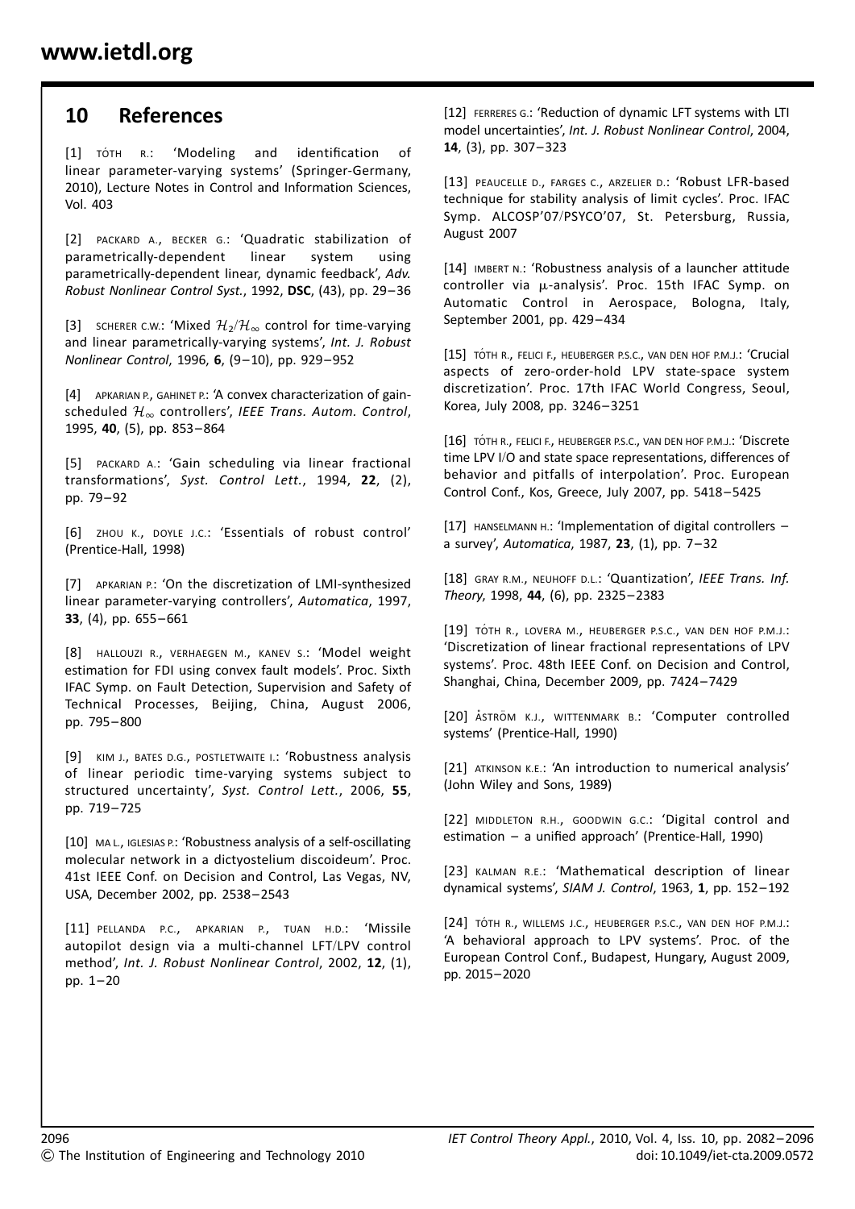## 10 References

[1] TÓTH R.: 'Modeling and identification of linear parameter-varying systems' (Springer-Germany, 2010), Lecture Notes in Control and Information Sciences, Vol. 403

[2] PACKARD A., BECKER G.: 'Quadratic stabilization of parametrically-dependent linear system using parametrically-dependent linear, dynamic feedback', *Adv. Robust Nonlinear Control Syst.*, 1992, **DSC**, (43), pp. 29–36

[3] SCHERER C.W.: 'Mixed $\mathcal{H}_2/\mathcal{H}_\infty$ control for time-varying and linear parametrically-varying systems', *Int. J. Robust Nonlinear Control*, 1996, **6**, (9–10), pp. 929–952

[4] APKARIAN P., GAHINET P.: 'A convex characterization of gain-scheduled $\mathcal{H}_\infty$ controllers', *IEEE Trans. Autom. Control*, 1995, **40**, (5), pp. 853–864

[5] PACKARD A.: 'Gain scheduling via linear fractional transformations', *Syst. Control Lett.*, 1994, **22**, (2), pp. 79–92

[6] ZHOU K., DOYLE J.C.: 'Essentials of robust control' (Prentice-Hall, 1998)

[7] APKARIAN P.: 'On the discretization of LMI-synthesized linear parameter-varying controllers', *Automatica*, 1997, **33**, (4), pp. 655–661

[8] HALLOUZI R., VERHAEGEN M., KANEV S.: 'Model weight estimation for FDI using convex fault models'. Proc. Sixth IFAC Symp. on Fault Detection, Supervision and Safety of Technical Processes, Beijing, China, August 2006, pp. 795–800

[9] KIM J., BATES D.G., POSTLETWAITE I.: 'Robustness analysis of linear periodic time-varying systems subject to structured uncertainty', *Syst. Control Lett.*, 2006, **55**, pp. 719–725

[10] MA L., IGLESIAS P.: 'Robustness analysis of a self-oscillating molecular network in a dictyostelium discoideum'. Proc. 41st IEEE Conf. on Decision and Control, Las Vegas, NV, USA, December 2002, pp. 2538–2543

[11] PELLANDA P.C., APKARIAN P., TUAN H.D.: 'Missile autopilot design via a multi-channel LFT/LPV control method', *Int. J. Robust Nonlinear Control*, 2002, **12**, (1), pp. 1–20

[12] FERRERES G.: 'Reduction of dynamic LFT systems with LTI model uncertainties', *Int. J. Robust Nonlinear Control*, 2004, **14**, (3), pp. 307–323

[13] PEAUCELLE D., FARGES C., ARZELIER D.: 'Robust LFR-based technique for stability analysis of limit cycles'. Proc. IFAC Symp. ALCOSP'07/PSYCO'07, St. Petersburg, Russia, August 2007

[14] IMBERT N.: 'Robustness analysis of a launcher attitude controller via $\mu$-analysis'. Proc. 15th IFAC Symp. on Automatic Control in Aerospace, Bologna, Italy, September 2001, pp. 429–434

[15] TÓTH R., FELICI F., HEUBERGER P.S.C., VAN DEN HOF P.M.J.: 'Crucial aspects of zero-order-hold LPV state-space system discretization'. Proc. 17th IFAC World Congress, Seoul, Korea, July 2008, pp. 3246–3251

[16] TÓTH R., FELICI F., HEUBERGER P.S.C., VAN DEN HOF P.M.J.: 'Discrete time LPV I/O and state space representations, differences of behavior and pitfalls of interpolation'. Proc. European Control Conf., Kos, Greece, July 2007, pp. 5418–5425

[17] HANSELMANN H.: 'Implementation of digital controllers – a survey', *Automatica*, 1987, **23**, (1), pp. 7–32

[18] GRAY R.M., NEUHOFF D.L.: 'Quantization', *IEEE Trans. Inf. Theory*, 1998, **44**, (6), pp. 2325–2383

[19] TÓTH R., LOVERA M., HEUBERGER P.S.C., VAN DEN HOF P.M.J.: 'Discretization of linear fractional representations of LPV systems'. Proc. 48th IEEE Conf. on Decision and Control, Shanghai, China, December 2009, pp. 7424–7429

[20] ÅSTRÖM K.J., WITTENMARK B.: 'Computer controlled systems' (Prentice-Hall, 1990)

[21] ATKINSON K.E.: 'An introduction to numerical analysis' (John Wiley and Sons, 1989)

[22] MIDDLETON R.H., GOODWIN G.C.: 'Digital control and estimation – a unified approach' (Prentice-Hall, 1990)

[23] KALMAN R.E.: 'Mathematical description of linear dynamical systems', *SIAM J. Control*, 1963, **1**, pp. 152–192

[24] TÓTH R., WILLEMS J.C., HEUBERGER P.S.C., VAN DEN HOF P.M.J.: 'A behavioral approach to LPV systems'. Proc. of the European Control Conf., Budapest, Hungary, August 2009, pp. 2015–2020